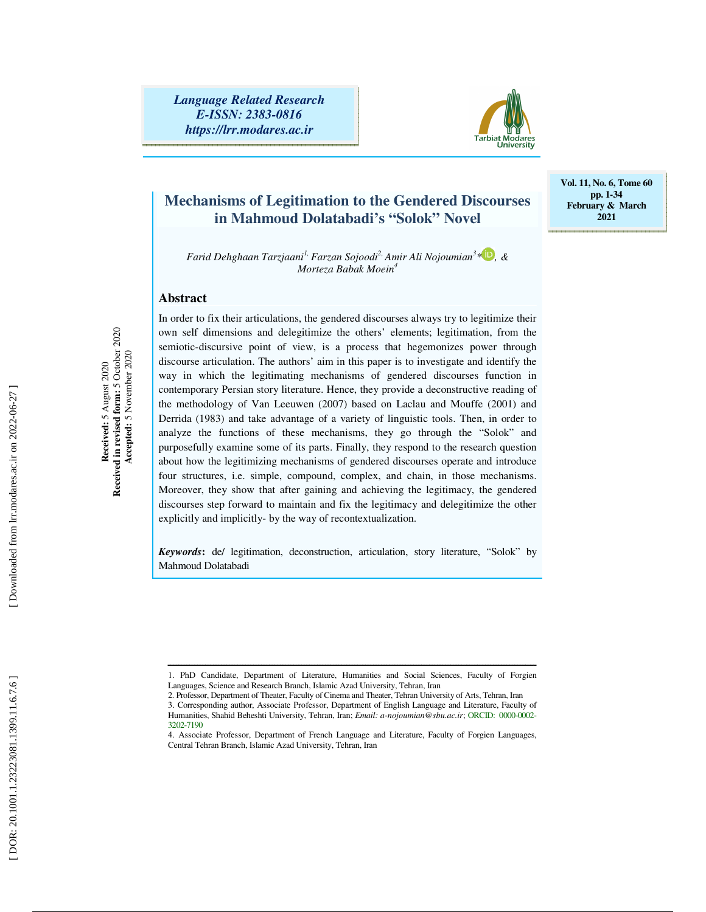Language Related Research
E-ISSN: 2383-0816
https://lrr.modares.ac.ir

Vol. 11, No. 6, Tome 60
pp. 1-34
February & March 2021

# Mechanisms of Legitimation to the Gendered Discourses in Mahmoud Dolatabadi's "Solok" Novel

*Farid Dehghaan Tarzjaani[1], Farzan Sojoodi[2], Amir Ali Nojoumian[3]\*, & Morteza Babak Moein[4]*

**Received:** 5 August 2020
**Received in revised form:** 5 October 2020
**Accepted:** 5 November 2020

## Abstract

In order to fix their articulations, the gendered discourses always try to legitimize their own self dimensions and delegitimize the others' elements; legitimation, from the semiotic-discursive point of view, is a process that hegemonizes power through discourse articulation. The authors' aim in this paper is to investigate and identify the way in which the legitimating mechanisms of gendered discourses function in contemporary Persian story literature. Hence, they provide a deconstructive reading of the methodology of Van Leeuwen (2007) based on Laclau and Mouffe (2001) and Derrida (1983) and take advantage of a variety of linguistic tools. Then, in order to analyze the functions of these mechanisms, they go through the "Solok" and purposefully examine some of its parts. Finally, they respond to the research question about how the legitimizing mechanisms of gendered discourses operate and introduce four structures, i.e. simple, compound, complex, and chain, in those mechanisms. Moreover, they show that after gaining and achieving the legitimacy, the gendered discourses step forward to maintain and fix the legitimacy and delegitimize the other explicitly and implicitly- by the way of recontextualization.

***Keywords*:** de/ legitimation, deconstruction, articulation, story literature, "Solok" by Mahmoud Dolatabadi

---

1. PhD Candidate, Department of Literature, Humanities and Social Sciences, Faculty of Forgien Languages, Science and Research Branch, Islamic Azad University, Tehran, Iran
2. Professor, Department of Theater, Faculty of Cinema and Theater, Tehran University of Arts, Tehran, Iran
3. Corresponding author, Associate Professor, Department of English Language and Literature, Faculty of Humanities, Shahid Beheshti University, Tehran, Iran; *Email: a-nojoumian@sbu.ac.ir*; ORCID: 0000-0002-3202-7190
4. Associate Professor, Department of French Language and Literature, Faculty of Forgien Languages, Central Tehran Branch, Islamic Azad University, Tehran, Iran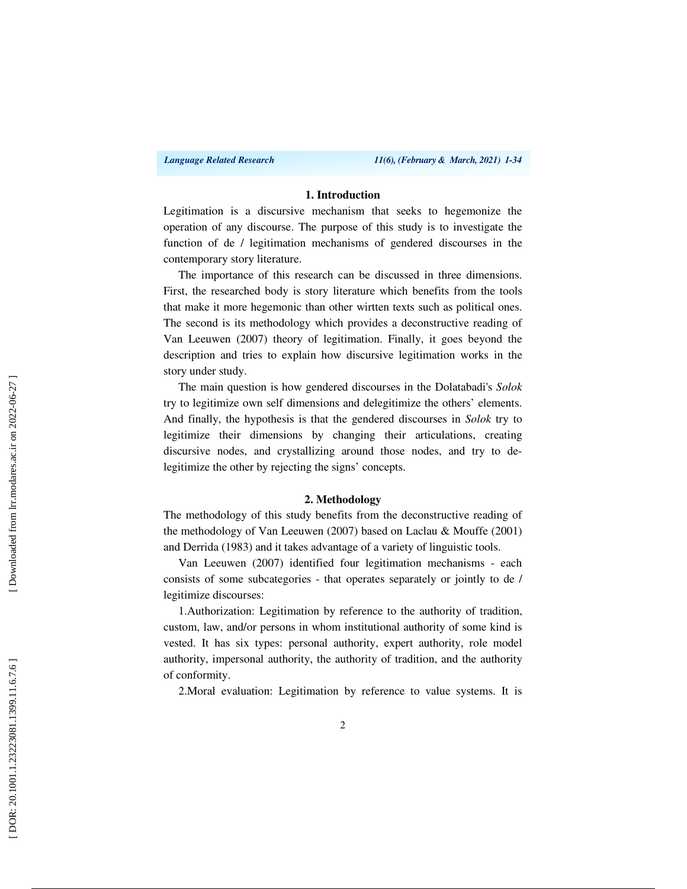## 1. Introduction

Legitimation is a discursive mechanism that seeks to hegemonize the operation of any discourse. The purpose of this study is to investigate the function of de / legitimation mechanisms of gendered discourses in the contemporary story literature.

The importance of this research can be discussed in three dimensions. First, the researched body is story literature which benefits from the tools that make it more hegemonic than other wirtten texts such as political ones. The second is its methodology which provides a deconstructive reading of Van Leeuwen (2007) theory of legitimation. Finally, it goes beyond the description and tries to explain how discursive legitimation works in the story under study.

The main question is how gendered discourses in the Dolatabadi's *Solok* try to legitimize own self dimensions and delegitimize the others' elements. And finally, the hypothesis is that the gendered discourses in *Solok* try to legitimize their dimensions by changing their articulations, creating discursive nodes, and crystallizing around those nodes, and try to de-legitimize the other by rejecting the signs' concepts.

## 2. Methodology

The methodology of this study benefits from the deconstructive reading of the methodology of Van Leeuwen (2007) based on Laclau & Mouffe (2001) and Derrida (1983) and it takes advantage of a variety of linguistic tools.

Van Leeuwen (2007) identified four legitimation mechanisms - each consists of some subcategories - that operates separately or jointly to de / legitimize discourses:

1.Authorization: Legitimation by reference to the authority of tradition, custom, law, and/or persons in whom institutional authority of some kind is vested. It has six types: personal authority, expert authority, role model authority, impersonal authority, the authority of tradition, and the authority of conformity.

2.Moral evaluation: Legitimation by reference to value systems. It is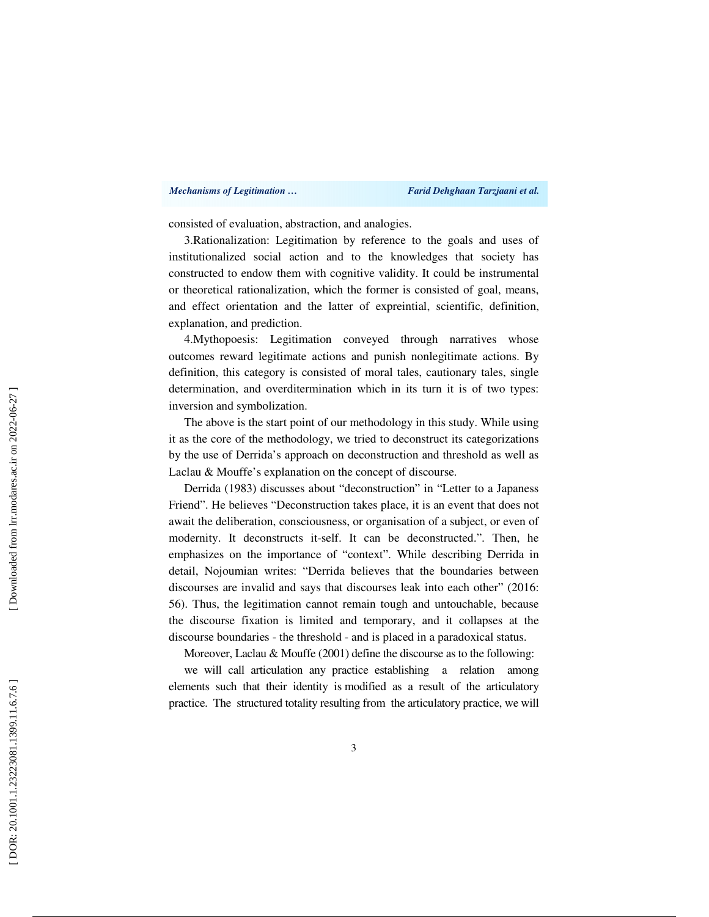consisted of evaluation, abstraction, and analogies.

3.Rationalization: Legitimation by reference to the goals and uses of institutionalized social action and to the knowledges that society has constructed to endow them with cognitive validity. It could be instrumental or theoretical rationalization, which the former is consisted of goal, means, and effect orientation and the latter of expreintial, scientific, definition, explanation, and prediction.

4.Mythopoesis: Legitimation conveyed through narratives whose outcomes reward legitimate actions and punish nonlegitimate actions. By definition, this category is consisted of moral tales, cautionary tales, single determination, and overdetermination which in its turn it is of two types: inversion and symbolization.

The above is the start point of our methodology in this study. While using it as the core of the methodology, we tried to deconstruct its categorizations by the use of Derrida's approach on deconstruction and threshold as well as Laclau & Mouffe's explanation on the concept of discourse.

Derrida (1983) discusses about "deconstruction" in "Letter to a Japaness Friend". He believes "Deconstruction takes place, it is an event that does not await the deliberation, consciousness, or organisation of a subject, or even of modernity. It deconstructs it-self. It can be deconstructed.". Then, he emphasizes on the importance of "context". While describing Derrida in detail, Nojoumian writes: "Derrida believes that the boundaries between discourses are invalid and says that discourses leak into each other" (2016: 56). Thus, the legitimation cannot remain tough and untouchable, because the discourse fixation is limited and temporary, and it collapses at the discourse boundaries - the threshold - and is placed in a paradoxical status.

Moreover, Laclau & Mouffe (2001) define the discourse as to the following:

we will call articulation any practice establishing a relation among elements such that their identity is modified as a result of the articulatory practice. The structured totality resulting from the articulatory practice, we will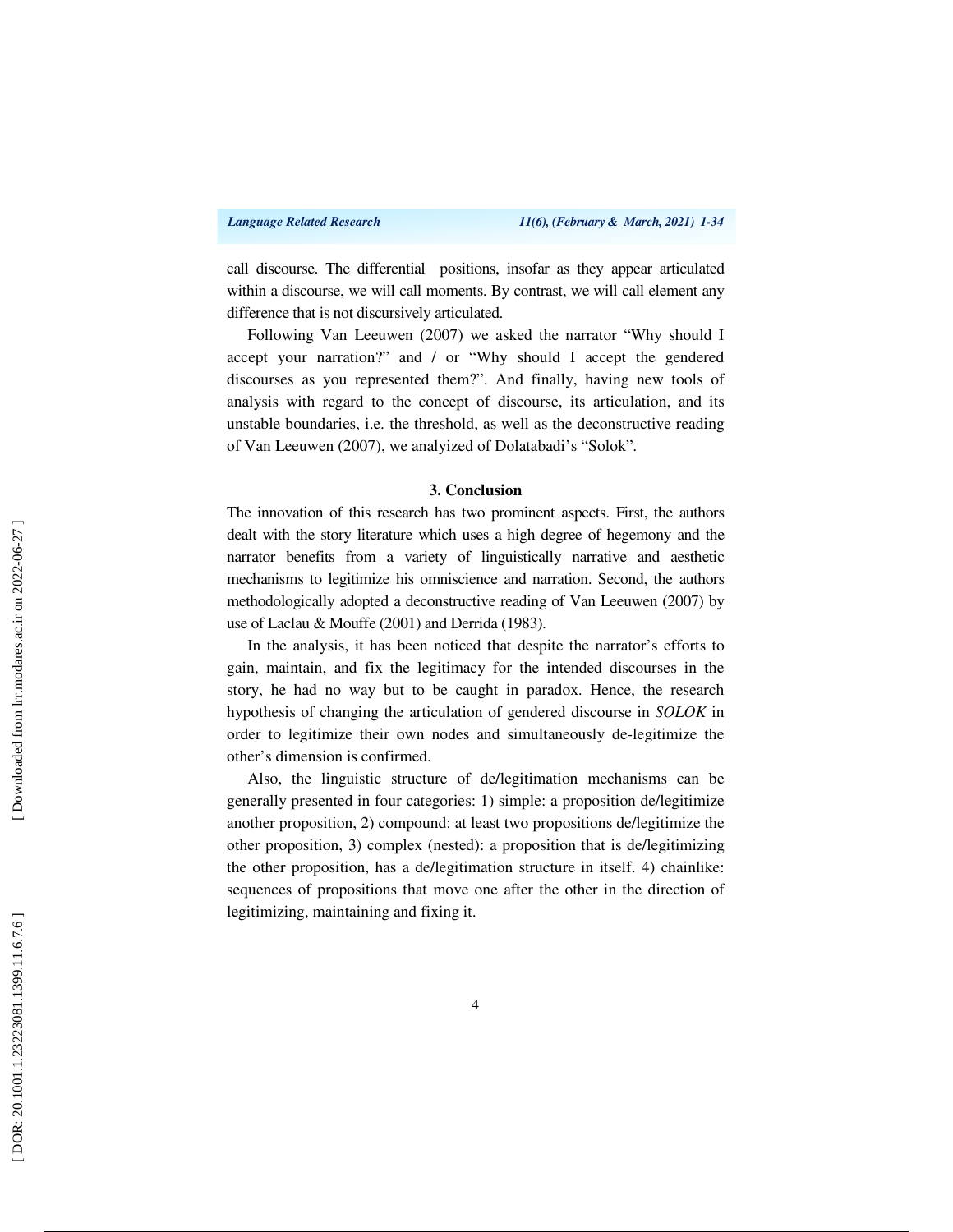call discourse. The differential positions, insofar as they appear articulated within a discourse, we will call moments. By contrast, we will call element any difference that is not discursively articulated.

Following Van Leeuwen (2007) we asked the narrator "Why should I accept your narration?" and / or "Why should I accept the gendered discourses as you represented them?". And finally, having new tools of analysis with regard to the concept of discourse, its articulation, and its unstable boundaries, i.e. the threshold, as well as the deconstructive reading of Van Leeuwen (2007), we analyized of Dolatabadi's "Solok".

## 3. Conclusion

The innovation of this research has two prominent aspects. First, the authors dealt with the story literature which uses a high degree of hegemony and the narrator benefits from a variety of linguistically narrative and aesthetic mechanisms to legitimize his omniscience and narration. Second, the authors methodologically adopted a deconstructive reading of Van Leeuwen (2007) by use of Laclau & Mouffe (2001) and Derrida (1983).

In the analysis, it has been noticed that despite the narrator's efforts to gain, maintain, and fix the legitimacy for the intended discourses in the story, he had no way but to be caught in paradox. Hence, the research hypothesis of changing the articulation of gendered discourse in *SOLOK* in order to legitimize their own nodes and simultaneously de-legitimize the other's dimension is confirmed.

Also, the linguistic structure of de/legitimation mechanisms can be generally presented in four categories: 1) simple: a proposition de/legitimize another proposition, 2) compound: at least two propositions de/legitimize the other proposition, 3) complex (nested): a proposition that is de/legitimizing the other proposition, has a de/legitimation structure in itself. 4) chainlike: sequences of propositions that move one after the other in the direction of legitimizing, maintaining and fixing it.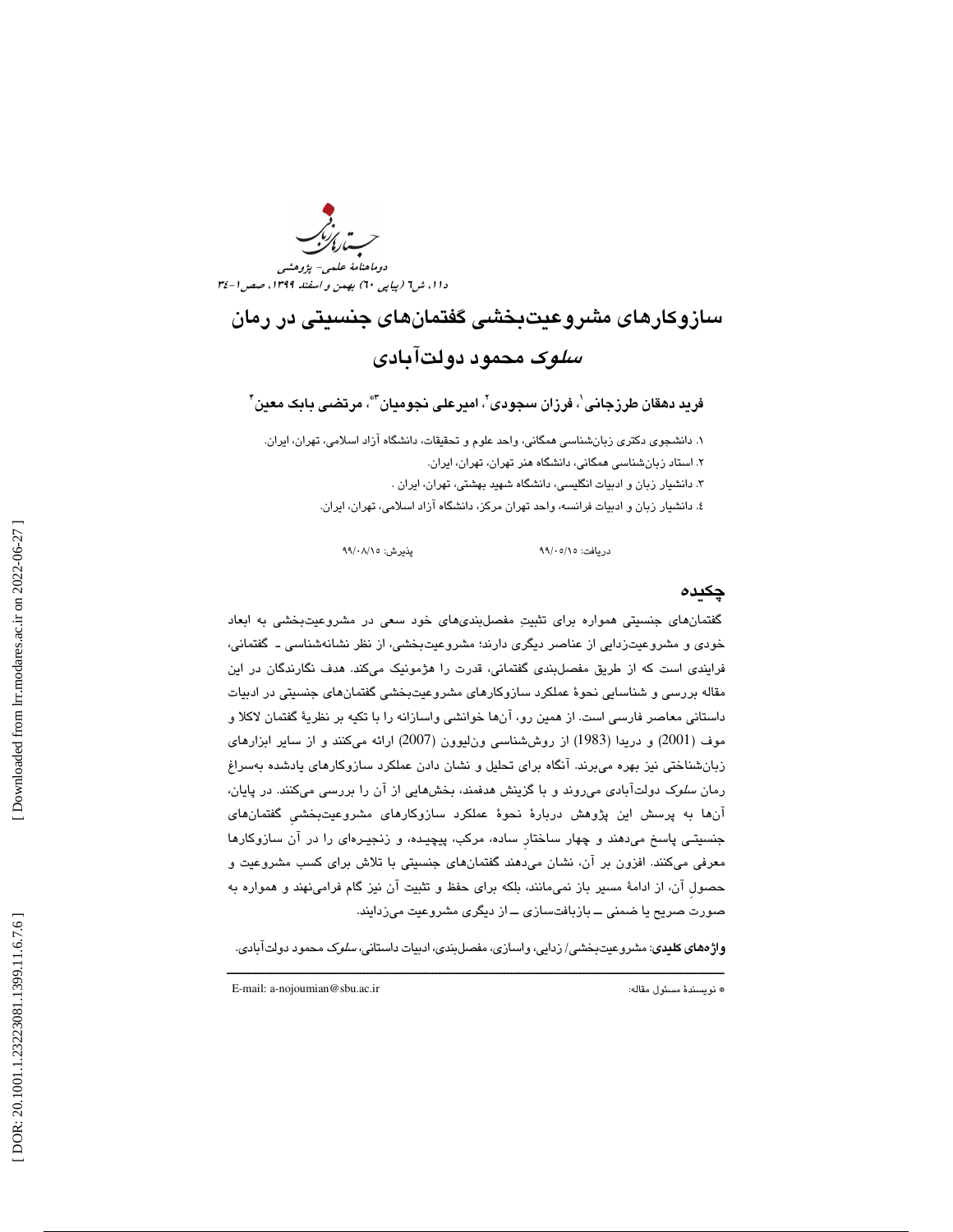# سازوکارهای مشروعیت‌بخشی گفتمان‌های جنسیتی در رمان *سلوک* محمود دولت‌آبادی

**فرید دهقان طرزجانی[۱]، فرزان سجودی[۲]، امیرعلی نجومیان[۳]*، مرتضی بابک معین[۴]**

۱. دانشجوی دکتری زبان‌شناسی همگانی، واحد علوم و تحقیقات، دانشگاه آزاد اسلامی، تهران، ایران.

۲. استاد زبان‌شناسی همگانی، دانشگاه هنر تهران، تهران، ایران.

۳. دانشیار زبان و ادبیات انگلیسی، دانشگاه شهید بهشتی، تهران، ایران .

۴. دانشیار زبان و ادبیات فرانسه، واحد تهران مرکز، دانشگاه آزاد اسلامی، تهران، ایران.

دریافت: ۹۹/۰۵/۱۵  پذیرش: ۹۹/۰۸/۱۵

## چکیده

گفتمان‌های جنسیتی همواره برای تثبیتِ مفصل‌بندی‌های خود سعی در مشروعیت‌بخشی به ابعاد خودی و مشروعیت‌زدایی از عناصر دیگری دارند؛ مشروعیت‌بخشی، از نظر نشانه‌شناسی ـ گفتمانی، فرایندی است که از طریق مفصل‌بندی گفتمانی، قدرت را هژمونیک می‌کند. هدف نگارندگان در این مقاله بررسی و شناسایی نحوهٔ عملکرد سازوکارهای مشروعیت‌بخشی گفتمان‌های جنسیتی در ادبیات داستانی معاصر فارسی است. از همین رو، آن‌ها خوانشی واسازانه را با تکیه بر نظریهٔ گفتمان لاکلا و موف (2001) و دریدا (1983) از روش‌شناسی ون‌لیوون (2007) ارائه می‌کنند و از سایر ابزارهای زبان‌شناختی نیز بهره می‌برند. آنگاه برای تحلیل و نشان دادن عملکرد سازوکارهای یادشده به‌سراغ رمان *سلوک* دولت‌آبادی می‌روند و با گزینش هدفمند، بخش‌هایی از آن را بررسی می‌کنند. در پایان، آن‌ها به پرسش این پژوهش دربارهٔ نحوهٔ عملکرد سازوکارهای مشروعیت‌بخشیِ گفتمان‌های جنسیتی پاسخ می‌دهند و چهار ساختارِ ساده، مرکب، پیچیده، و زنجیره‌ای را در آن سازوکارها معرفی می‌کنند. افزون بر آن، نشان می‌دهند گفتمان‌های جنسیتی با تلاش برای کسب مشروعیت و حصولِ آن، از ادامهٔ مسیر باز نمی‌مانند، بلکه برای حفظ و تثبیت آن نیز گام فرامی‌نهند و همواره به صورت صریح یا ضمنی ــ بازبافت‌سازی ــ از دیگری مشروعیت می‌زدایند.

**واژه‌های کلیدی**: مشروعیت‌بخشی/ زدایی، واسازی، مفصل‌بندی، ادبیات داستانی، *سلوک* محمود دولت‌آبادی.

---

* نویسندهٔ مسئول مقاله: E-mail: a-nojoumian@sbu.ac.ir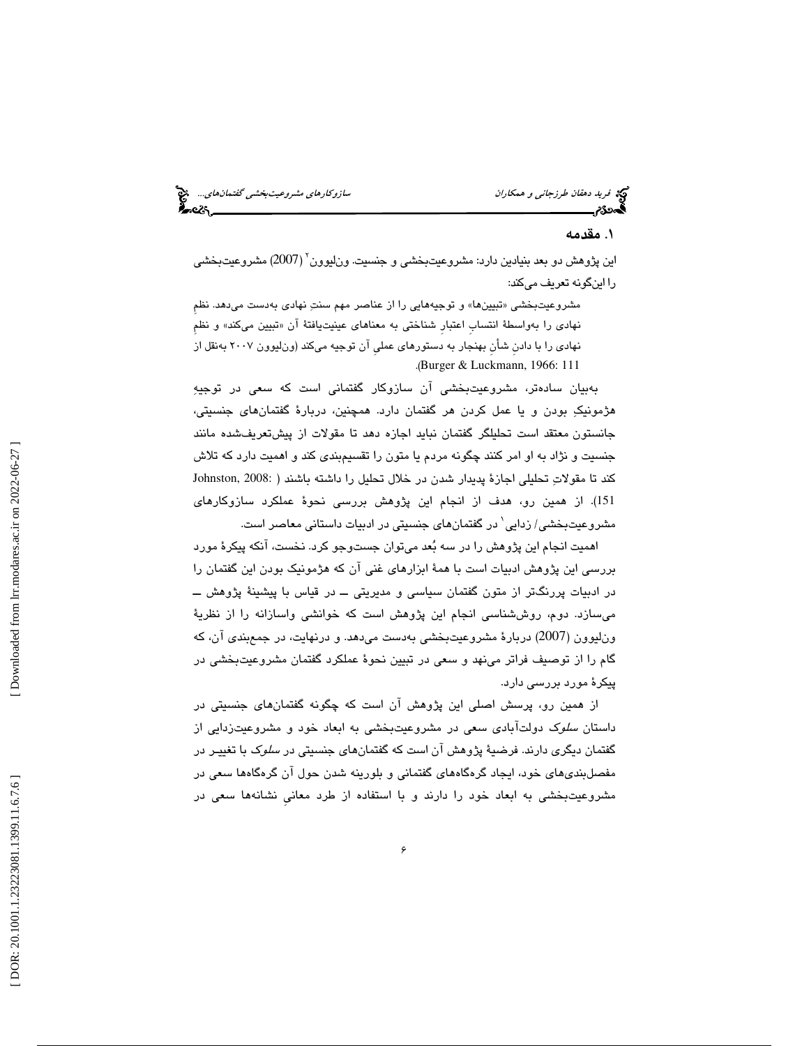## ۱. مقدمه

این پژوهش دو بعد بنیادین دارد: مشروعیت‌بخشی و جنسیت. ون‌لیوون[۲] (2007) مشروعیت‌بخشی را این‌گونه تعریف می‌کند:

> مشروعیت‌بخشی «تبیین‌ها» و توجیه‌هایی را از عناصر مهم سنتِ نهادی به‌دست می‌دهد. نظمِ نهادی را به‌واسطهٔ انتسابِ اعتبارِ شناختی به معناهای عینیت‌یافتهٔ آن «تبیین می‌کند» و نظمِ نهادی را با دادنِ شأنِ بهنجار به دستورهای عملیِ آن توجیه می‌کند (ون‌لیوون ۲۰۰۷ به‌نقل از Burger & Luckmann, 1966: 111).

به‌بیان ساده‌تر، مشروعیت‌بخشی آن سازوکار گفتمانی است که سعی در توجیهِ هژمونیکِ بودن و یا عمل کردن هر گفتمان دارد. همچنین، دربارهٔ گفتمان‌های جنسیتی، جانستون معتقد است تحلیلگر گفتمان نباید اجازه دهد تا مقولات از پیش‌تعریف‌شده مانند جنسیت و نژاد به او امر کنند چگونه مردم یا متون را تقسیم‌بندی کند و اهمیت دارد که تلاش کند تا مقولاتِ تحلیلی اجازهٔ پدیدار شدن در خلال تحلیل را داشته باشند (Johnston, 2008: 151). از همین رو، هدف از انجام این پژوهش بررسی نحوهٔ عملکرد سازوکارهای مشروعیت‌بخشی/ زدایی[۱] در گفتمان‌های جنسیتی در ادبیات داستانی معاصر است.

اهمیت انجام این پژوهش را در سه بُعد می‌توان جست‌وجو کرد. نخست، آنکه پیکرهٔ مورد بررسی این پژوهش ادبیات است با همهٔ ابزارهای غنی آن که هژمونیک بودن این گفتمان را در ادبیات پررنگ‌تر از متون گفتمان سیاسی و مدیریتی ــ در قیاس با پیشینهٔ پژوهش ــ می‌سازد. دوم، روش‌شناسی انجام این پژوهش است که خوانشی واسازانه را از نظریهٔ ون‌لیوون (2007) دربارهٔ مشروعیت‌بخشی به‌دست می‌دهد. و درنهایت، در جمع‌بندی آن، که گام را از توصیف فراتر می‌نهد و سعی در تبیین نحوهٔ عملکرد گفتمان مشروعیت‌بخشی در پیکرهٔ مورد بررسی دارد.

از همین رو، پرسش اصلی این پژوهش آن است که چگونه گفتمان‌های جنسیتی در داستان *سلوک* دولت‌آبادی سعی در مشروعیت‌بخشی به ابعاد خود و مشروعیت‌زدایی از گفتمان دیگری دارند. فرضیهٔ پژوهش آن است که گفتمان‌های جنسیتی در *سلوک* با تغییر در مفصل‌بندی‌های خود، ایجاد گره‌گاه‌های گفتمانی و بلورینه شدن حول آن گره‌گاه‌ها سعی در مشروعیت‌بخشی به ابعاد خود را دارند و با استفاده از طرد معانیِ نشانه‌ها سعی در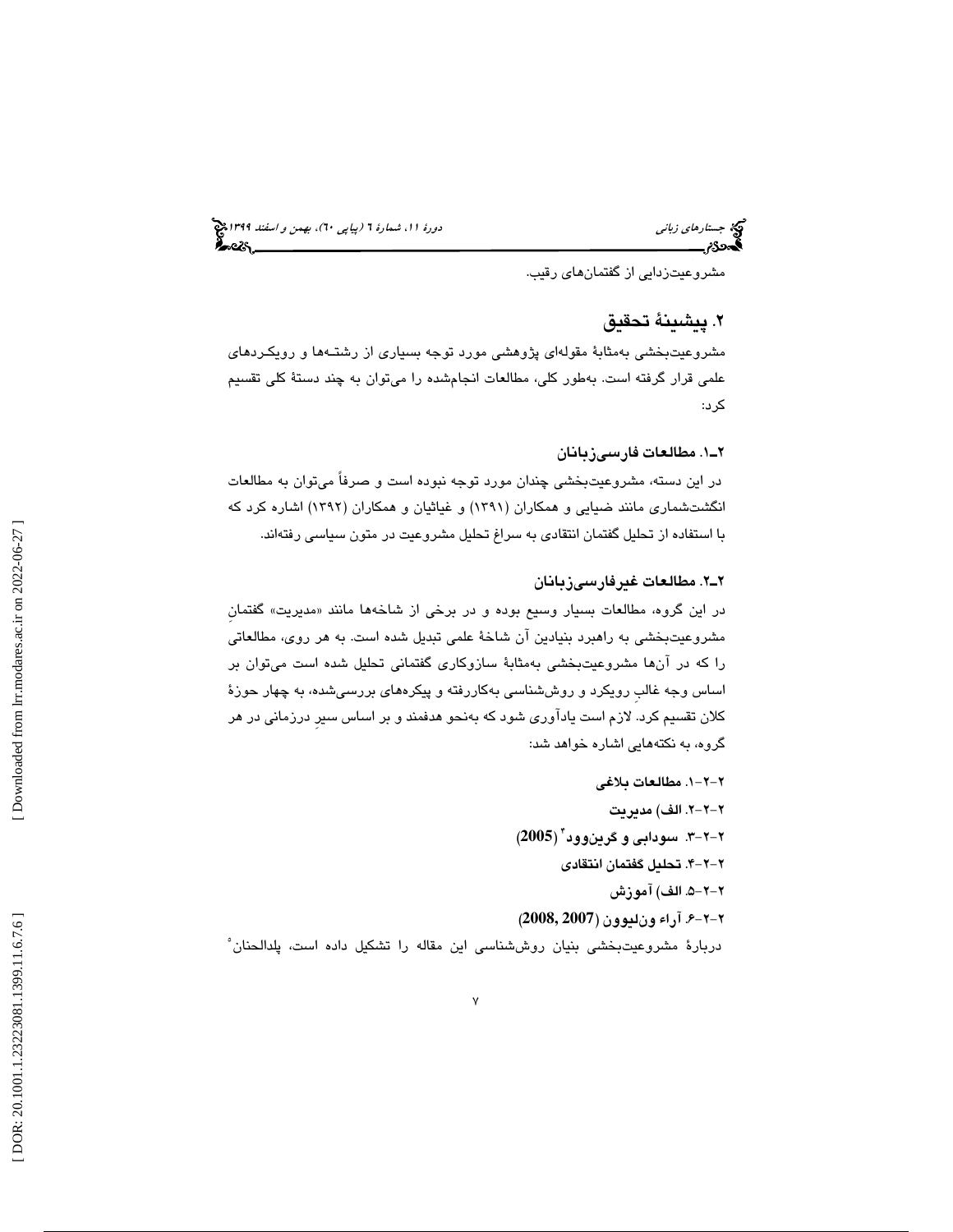مشروعیت‌زدایی از گفتمان‌های رقیب.

## ۲. پیشینهٔ تحقیق

مشروعیت‌بخشی به‌مثابهٔ مقوله‌ای پژوهشی مورد توجه بسیاری از رشته‌ها و رویکردهای علمی قرار گرفته است. به‌طور کلی، مطالعات انجام‌شده را می‌توان به چند دستهٔ کلی تقسیم کرد:

### ۲ـ۱. مطالعات فارسی‌زبانان

در این دسته، مشروعیت‌بخشی چندان مورد توجه نبوده است و صرفاً می‌توان به مطالعات انگشت‌شماری مانند ضیایی و همکاران (۱۳۹۱) و غیاثیان و همکاران (۱۳۹۲) اشاره کرد که با استفاده از تحلیل گفتمان انتقادی به سراغ تحلیل مشروعیت در متون سیاسی رفته‌اند.

### ۲ـ۲. مطالعات غیرفارسی‌زبانان

در این گروه، مطالعات بسیار وسیع بوده و در برخی از شاخه‌ها مانند «مدیریت» گفتمانِ مشروعیت‌بخشی به راهبرد بنیادین آن شاخهٔ علمی تبدیل شده است. به هر روی، مطالعاتی را که در آن‌ها مشروعیت‌بخشی به‌مثابهٔ سازوکاری گفتمانی تحلیل شده است می‌توان بر اساس وجه غالبِ رویکرد و روش‌شناسی به‌کاررفته و پیکره‌های بررسی‌شده، به چهار حوزهٔ کلان تقسیم کرد. لازم است یادآوری شود که به‌نحو هدفمند و بر اساس سیرِ درزمانی در هر گروه، به نکته‌هایی اشاره خواهد شد:

**۲-۲-۱. مطالعات بلاغی**

**۲-۲-۲. الف) مدیریت**

**۲-۲-۳. سودابی و گرین‌وود[۴] (2005)**

**۲-۲-۴. تحلیل گفتمان انتقادی**

**۲-۲-۵. الف) آموزش**

**۲-۲-۶. آراء ون‌لیوون (2007, 2008)**

دربارهٔ مشروعیت‌بخشی بنیان روش‌شناسی این مقاله را تشکیل داده است، پلدالحنان[۵]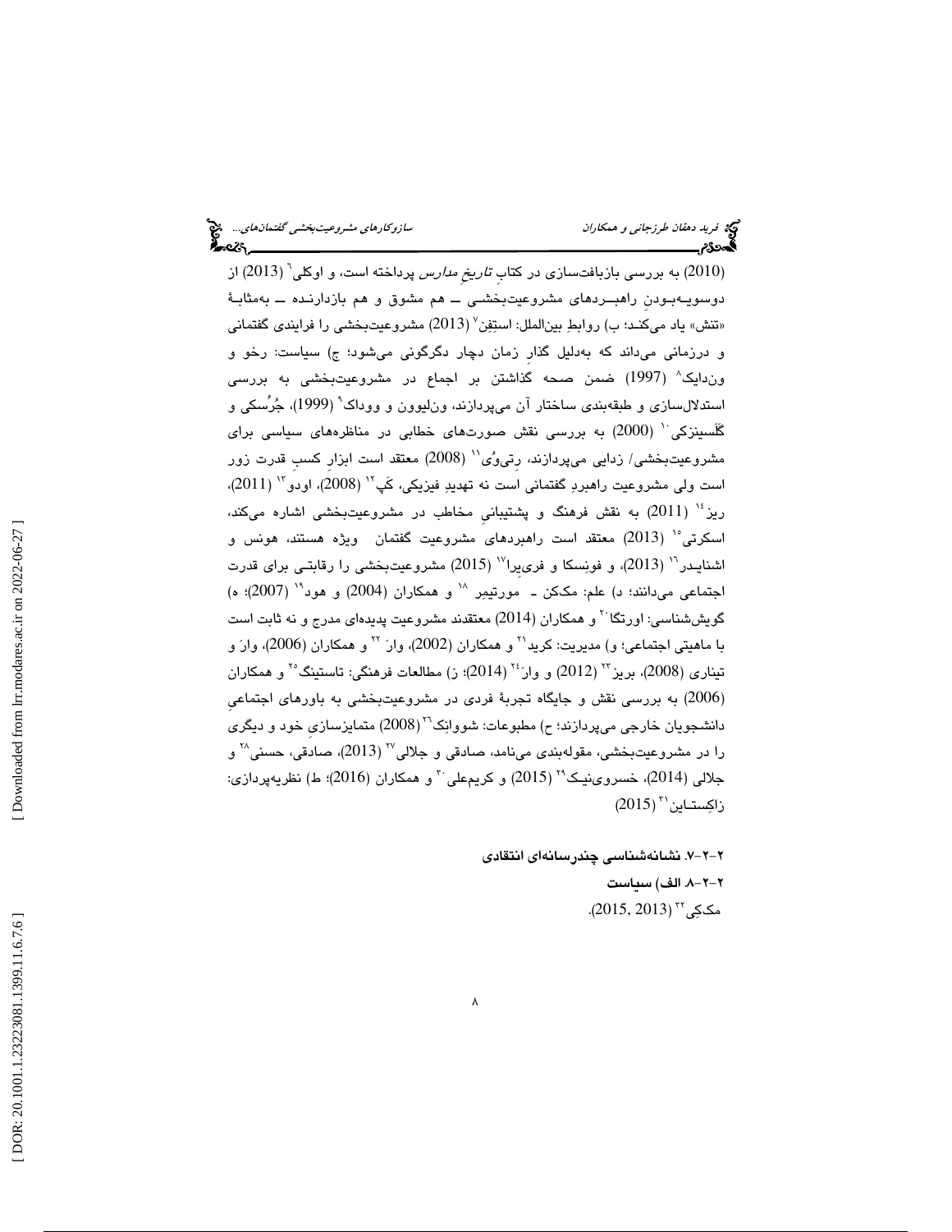(2010) به بررسی بازبافت‌سازی در کتابِ *تاریخِ مدارس* پرداخته است، و اوکلی[6] (2013) از دوسویه‌بودنِ راهبردهای مشروعیت‌بخشی ــ هم مشوق و هم بازدارنده ــ به‌مثابهٔ «تنش» یاد می‌کند؛ ب) روابطِ بین‌الملل: استِفِن[7] (2013) مشروعیت‌بخشی را فرایندی گفتمانی و درزمانی می‌داند که به‌دلیل گذارِ زمان دچار دگرگونی می‌شود؛ ج) سیاست: رخو و ون‌دایک[8] (1997) ضمن صحه گذاشتن بر اجماع در مشروعیت‌بخشی به بررسی استدلال‌سازی و طبقه‌بندی ساختار آن می‌پردازند، ون‌لیوون و وداک[9] (1999)، جُرُسکی و گَلَسینزکی[10] (2000) به بررسی نقش صورت‌های خطابی در مناظره‌های سیاسی برای مشروعیت‌بخشی/ زدایی می‌پردازند، رِتی‌وُی[11] (2008) معتقد است ابزارِ کسبِ قدرت زور است ولی مشروعیت راهبردِ گفتمانی است نه تهدیدِ فیزیکی، کَپ[12] (2008)، اودو[13] (2011)، ریز[14] (2011) به نقش فرهنگ و پشتیبانیِ مخاطب در مشروعیت‌بخشی اشاره می‌کند، اسکرتی[15] (2013) معتقد است راهبردهای مشروعیت گفتمان ویژه هستند، هونس و اشنایدر[16] (2013)، و فونسکا و فری‌یرا[17] (2015) مشروعیت‌بخشی را رقابتی برای قدرت اجتماعی می‌دانند؛ د) علم: مک‌کن ـ مورتیمِر [18] و همکاران (2004) و هود[19] (2007)؛ ه) گویش‌شناسی: اورتگا[20] و همکاران (2014) معتقدند مشروعیت پدیده‌ای مدرج و نه ثابت است با ماهیتی اجتماعی؛ و) مدیریت: کرید[21] و همکاران (2002)، وارَ [22] و همکاران (2006)، وارَ و تیناری (2008)، بریز[23] (2012) و وارَ[24] (2014)؛ ز) مطالعات فرهنگی: تاستینگ[25] و همکاران (2006) به بررسی نقش و جایگاه تجربهٔ فردی در مشروعیت‌بخشی به باورهای اجتماعیِ دانشجویان خارجی می‌پردازند؛ ح) مطبوعات: شوواِنِک[26] (2008) متمایزسازیِ خود و دیگری را در مشروعیت‌بخشی، مقوله‌بندی می‌نامد، صادقی و جلالی[27] (2013)، صادقی، حسنی[28] و جلالی (2014)، خسروی‌نیک[29] (2015) و کریم‌علی[30] و همکاران (2016)؛ ط) نظریه‌پردازی: زاکِستاین[31] (2015)

**۲-۲-۷. نشانه‌شناسی چندرسانه‌ای انتقادی**

**۲-۲-۸. الف) سیاست**

مک‌کِی[32] (2013, 2015).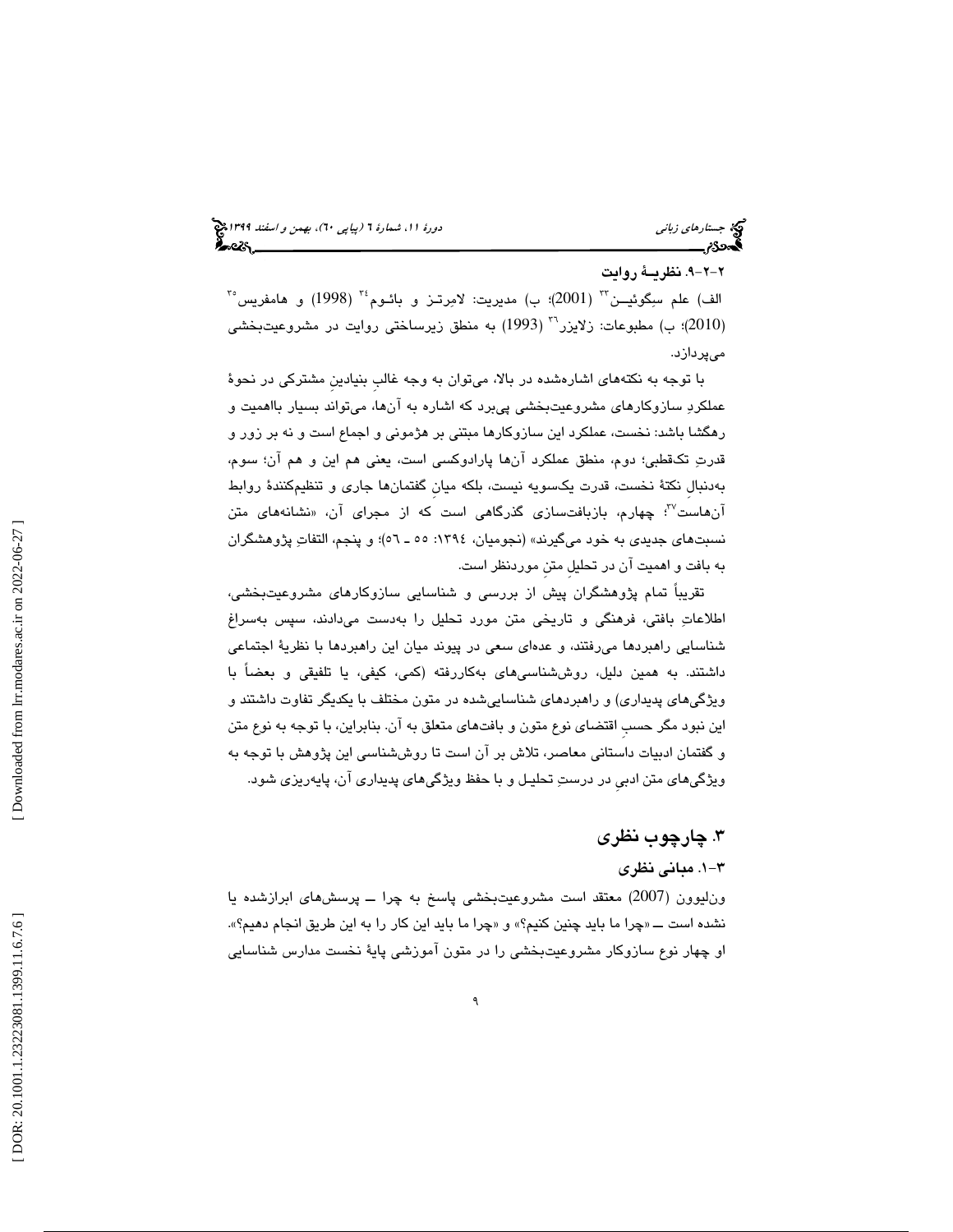#### ۲-۲-۹. نظریـهٔ روایت

الف) علم سِگوئیـن[33] (2001)؛ ب) مدیریت: لامِرتـز و بائـوم[34] (1998) و هامفریس[35] (2010)؛ ب) مطبوعات: زلایزر[36] (1993) به منطق زیرساختی روایت در مشروعیت‌بخشی می‌پردازد.

با توجه به نکته‌های اشاره‌شده در بالا، می‌توان به وجه غالبِ بنیادینِ مشترکی در نحوهٔ عملکردِ سازوکارهای مشروعیت‌بخشی پی‌برد که اشاره به آن‌ها، می‌تواند بسیار بااهمیت و رهگشا باشد: نخست، عملکرد این سازوکارها مبتنی بر هژمونی و اجماع است و نه بر زور و قدرتِ تک‌قطبی؛ دوم، منطق عملکرد آن‌ها پارادوکسی است، یعنی هم این و هم آن؛ سوم، به‌دنبالِ نکتهٔ نخست، قدرت یک‌سویه نیست، بلکه میانِ گفتمان‌ها جاری و تنظیم‌کنندهٔ روابط آن‌هاست[37]؛ چهارم، بازبافت‌سازی گذرگاهی است که از مجرای آن، «نشانه‌های متن نسبت‌های جدیدی به خود می‌گیرند» (نجومیان، ۱۳۹٤: ٥٥ ـ ٥٦)؛ و پنجم، التفاتِ پژوهشگران به بافت و اهمیت آن در تحلیلِ متنِ موردنظر است.

تقریباً تمام پژوهشگران پیش از بررسی و شناسایی سازوکارهای مشروعیت‌بخشی، اطلاعاتِ بافتی، فرهنگی و تاریخی متن مورد تحلیل را به‌دست می‌دادند، سپس به‌سراغ شناسایی راهبردها می‌رفتند، و عده‌ای سعی در پیوند میان این راهبردها با نظریهٔ اجتماعی داشتند. به همین دلیل، روش‌شناسی‌های به‌کاررفته (کمی، کیفی، یا تلفیقی و بعضاً با ویژگی‌های پدیداری) و راهبردهای شناسایی‌شده در متون مختلف با یکدیگر تفاوت داشتند و این نبود مگر حسبِ اقتضای نوع متون و بافت‌های متعلق به آن. بنابراین، با توجه به نوع متن و گفتمان ادبیات داستانی معاصر، تلاش بر آن است تا روش‌شناسی این پژوهش با توجه به ویژگی‌های متن ادبیِ در درستِ تحلیل و با حفظ ویژگی‌های پدیداری آن، پایه‌ریزی شود.

## ۳. چارچوب نظری

### ۳-۱. مبانی نظری

ون‌لیوون (2007) معتقد است مشروعیت‌بخشی پاسخ به چرا ــ پرسش‌های ابرازشده یا نشده است ــ «چرا ما باید چنین کنیم؟» و «چرا ما باید این کار را به این طریق انجام دهیم؟». او چهار نوع سازوکار مشروعیت‌بخشی را در متون آموزشی پایهٔ نخست مدارس شناسایی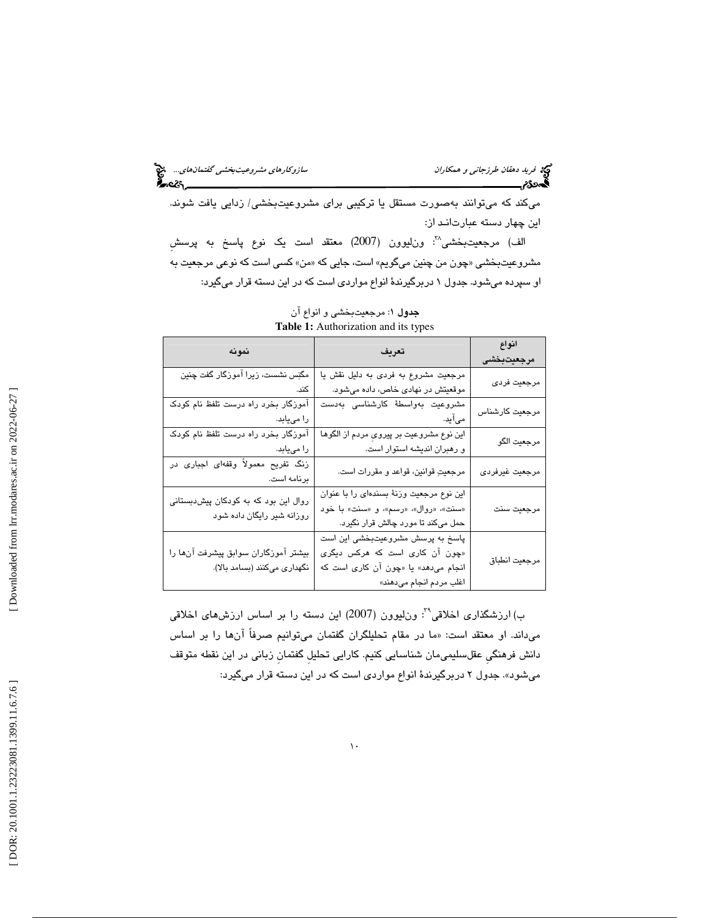می‌کند که می‌توانند به‌صورت مستقل یا ترکیبی برای مشروعیت‌بخشی/ زدایی یافت شوند. این چهار دسته عبارت‌اند از:

الف) مرجعیت‌بخشی[38]: ون‌لیوون (2007) معتقد است یک نوع پاسخ به پرسشِ مشروعیت‌بخشی «چون من چنین می‌گویم» است، جایی که «من» کسی است که نوعی مرجعیت به او سپرده می‌شود. جدول ۱ دربرگیرندهٔ انواع مواردی است که در این دسته قرار می‌گیرد:

**جدول ۱**: مرجعیت‌بخشی و انواع آن

**Table 1:** Authorization and its types

| انواع مرجعیت‌بخشی | تعریف | نمونه |
|---|---|---|
| مرجعیت فردی | مرجعیت مشروع به فردی به دلیل نقش یا موقعیتش در نهادی خاص، داده می‌شود. | مگنِس نشست، زیرا آموزگار گفت چنین کند. |
| مرجعیت کارشناس | مشروعیت به‌واسطهٔ کارشناسی به‌دست می‌آید. | آموزگار بخرد راه درست تلفظ نام کودک را می‌یابد. |
| مرجعیت الگو | این نوع مشروعیت بر پیرویِ مردم از الگوها و رهبران اندیشه استوار است. | آموزگار بخرد راه درست تلفظ نام کودک را می‌یابد. |
| مرجعیت غیرفردی | مرجعیتِ قوانین، قواعد و مقررات است. | زنگ تفریح معمولاً وقفه‌ای اجباری در برنامه است. |
| مرجعیت سنت | این نوع مرجعیت وزنهٔ بسنده‌ای را با عنوان «سنت»، «روال»، «رسم»، و «سنت» با خود حمل می‌کند تا مورد چالش قرار نگیرد. | روال این بود که به کودکان پیش‌دبستانی روزانه شیر رایگان داده شود |
| مرجعیت انطباق | پاسخ به پرسش مشروعیت‌بخشی این است «چون آن کاری است که هرکس دیگری انجام می‌دهد» یا «چون آن کاری است که اغلب مردم انجام می‌دهند» | بیشتر آموزگاران سوابق پیشرفت آن‌ها را نگهداری می‌کنند (بسامد بالا). |

ب) ارزشگذاری اخلاقی[39]: ون‌لیوون (2007) این دسته را بر اساس ارزش‌های اخلاقی می‌داند. او معتقد است: «ما در مقام تحلیلگران گفتمان می‌توانیم صرفاً آن‌ها را بر اساس دانش فرهنگیِ عقل‌سلیمی‌مان شناسایی کنیم. کارایی تحلیلِ گفتمانِ زبانی در این نقطه متوقف می‌شود». جدول ۲ دربرگیرندهٔ انواع مواردی است که در این دسته قرار می‌گیرد: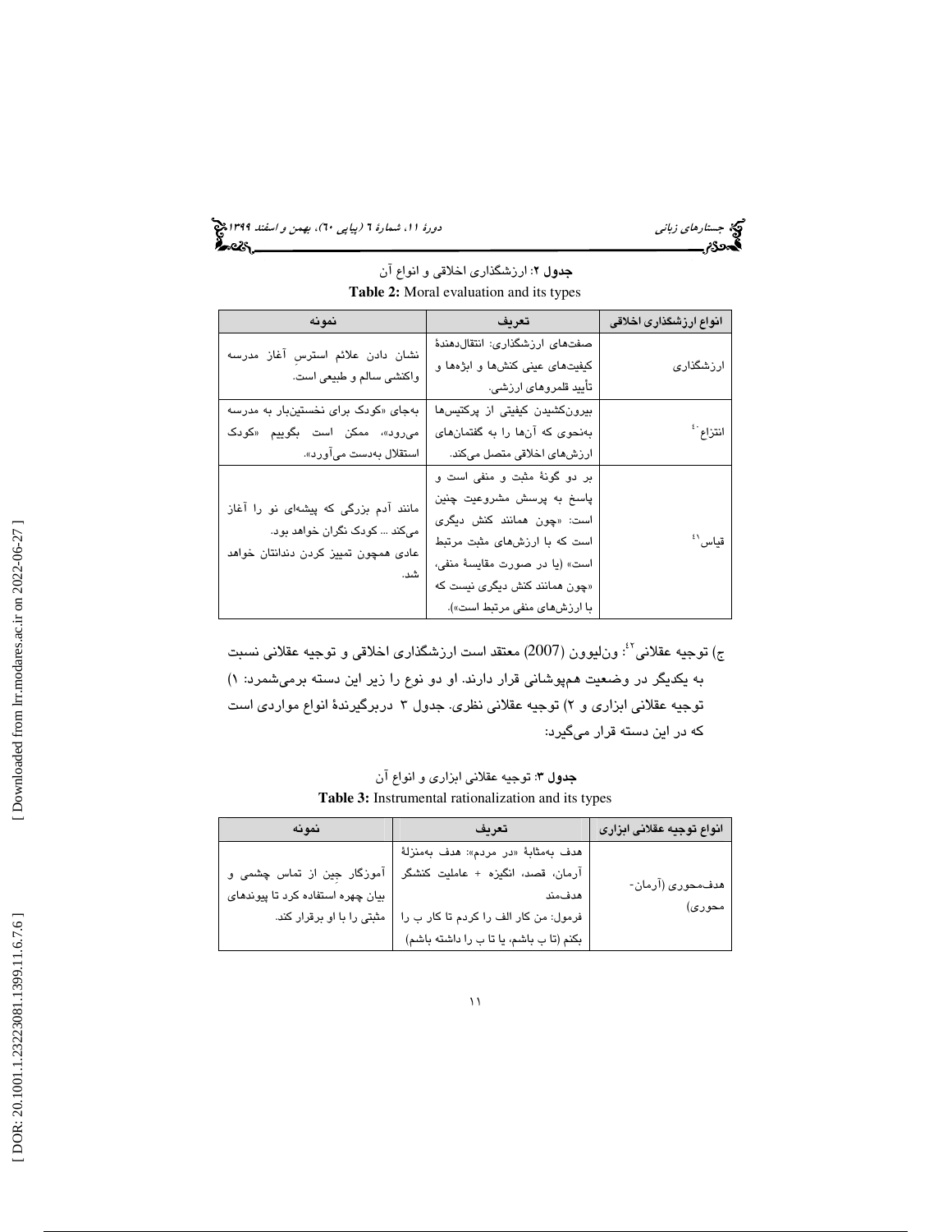**جدول ۲**: ارزشگذاری اخلاقی و انواع آن

**Table 2:** Moral evaluation and its types

| انواع ارزشگذاری اخلاقی | تعریف | نمونه |
| --- | --- | --- |
| ارزشگذاری | صفت‌های ارزشگذاری: انتقال‌دهندهٔ کیفیت‌های عینی کنش‌ها و ابژه‌ها و تأیید قلمروهای ارزشی. | نشان دادن علائم استرسِ آغاز مدرسه واکنشی سالم و طبیعی است. |
| انتزاع[40] | بیرون‌کشیدن کیفیتی از پرکتیس‌ها به‌نحوی که آن‌ها را به گفتمان‌های ارزش‌های اخلاقی متصل می‌کند. | به‌جای «کودک برای نخستین‌بار به مدرسه می‌رود»، ممکن است بگوییم «کودک استقلال به‌دست می‌آورد». |
| قیاس[41] | بر دو گونهٔ مثبت و منفی است و پاسخ به پرسش مشروعیت چنین است: «چون همانند کنش دیگری است که با ارزش‌های مثبت مرتبط است» (یا در صورت مقایسهٔ منفی، «چون همانند کنش دیگری نیست که با ارزش‌های منفی مرتبط است»). | مانند آدم بزرگی که پیشه‌ای نو را آغاز می‌کند ... کودک نگران خواهد بود. عادی همچون تمیز کردن دندانتان خواهد شد. |

ج) توجیه عقلانی[42]: ون‌لیوون (2007) معتقد است ارزشگذاری اخلاقی و توجیه عقلانی نسبت به یکدیگر در وضعیت هم‌پوشانی قرار دارند. او دو نوع را زیر این دسته برمی‌شمرد: ۱) توجیه عقلانی ابزاری و ۲) توجیه عقلانی نظری. جدول ۳ دربرگیرندهٔ انواع مواردی است که در این دسته قرار می‌گیرد:

**جدول ۳**: توجیه عقلانی ابزاری و انواع آن

**Table 3:** Instrumental rationalization and its types

| انواع توجیه عقلانی ابزاری | تعریف | نمونه |
| --- | --- | --- |
| هدف‌محوری (آرمان-محوری) | هدف به‌مثابهٔ «در مردم»: هدف به‌منزلهٔ آرمان، قصد، انگیزه + عاملیت کنشگر هدف‌مند<br>فرمول: من کار الف را کردم تا کار ب را بکنم (تا ب باشم، یا تا ب را داشته باشم) | آموزگار جِین از تماس چشمی و بیان چهره استفاده کرد تا پیوندهای مثبتی را با او برقرار کند. |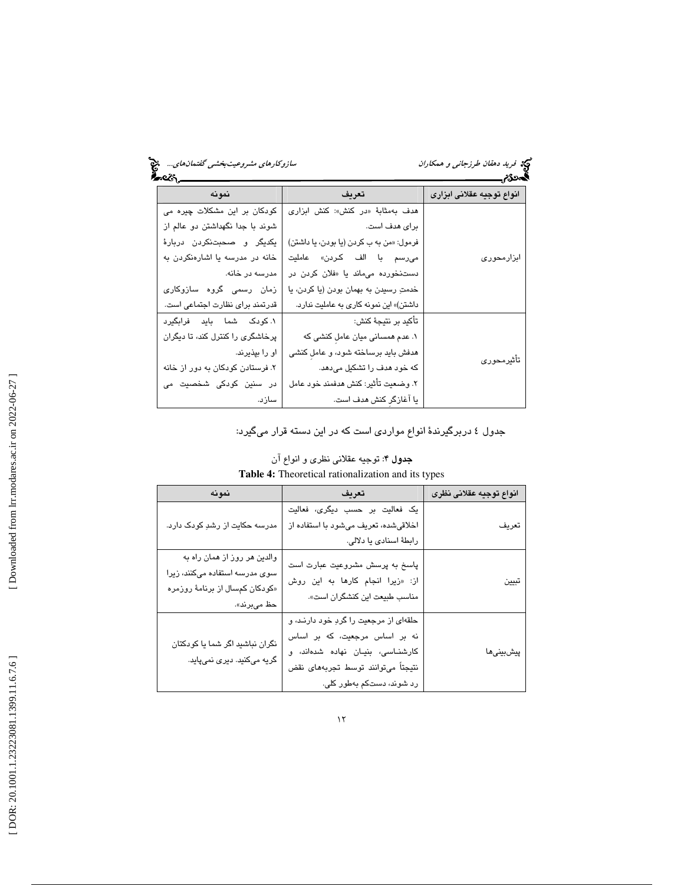| انواع توجیه عقلانی ابزاری | تعریف | نمونه |
|---|---|---|
| ابزارمحوری | هدف به‌مثابهٔ «در کنش»: کنش ابزاری برای هدف است. فرمول: «من به ب کردن (یا بودن، یا داشتن) می‌رسم با الف کردن» عاملیت دست‌نخورده می‌ماند یا «فلان کردن در خدمتِ رسیدن به بهمان بودن (یا کردن، یا داشتن)» این نمونه کاری به عاملیت ندارد. | کودکان بر این مشکلات چیره می شوند با جدا نگهداشتن دو عالم از یکدیگر و صحبت‌نکردن دربارهٔ خانه در مدرسه یا اشاره‌نکردن به مدرسه در خانه. زمان رسمی گروه سازوکاری قدرتمند برای نظارت اجتماعی است. |
| تأثیرمحوری | تأکید بر نتیجهٔ کنش: ۱. عدم همسانی میان عاملِ کنشی که هدفش باید برساخته شود، و عاملِ کنشی که خود هدف را تشکیل می‌دهد. ۲. وضعیت تأثیر: کنش هدفمند خود عامل یا آغازگرِ کنش هدف است. | ۱. کودک شما باید فرابگیرد پرخاشگری را کنترل کند، تا دیگران او را بپذیرند. ۲. فرستادن کودکان به دور از خانه در سنین کودکی شخصیت می سازد. |

جدول ٤ دربرگیرندهٔ انواع مواردی است که در این دسته قرار می‌گیرد:

**جدول ۴:** توجیه عقلانی نظری و انواع آن

**Table 4:** Theoretical rationalization and its types

| انواع توجیه عقلانی نظری | تعریف | نمونه |
|---|---|---|
| تعریف | یک فعالیت بر حسب دیگری، فعالیت اخلاقی‌شده، تعریف می‌شود با استفاده از رابطهٔ اسنادی یا دلالی. | مدرسه حکایت از رشدِ کودک دارد. |
| تبیین | پاسخ به پرسش مشروعیت عبارت است از: «زیرا انجام کارها به این روش مناسب طبیعت این کنشگران است». | والدین هر روز از همان راه به سوی مدرسه استفاده می‌کنند، زیرا «کودکان کم‌سال از برنامهٔ روزمره حظ می‌برند». |
| پیش‌بینی‌ها | حلقه‌ای از مرجعیت را گردِ خود دارند، و نه بر اساس مرجعیت، که بر اساس کارشناسی، بنیان نهاده شده‌اند، و نتیجتاً می‌توانند توسط تجربه‌های نقض رد شوند، دست‌کم به‌طور کلی. | نگران نباشید اگر شما یا کودکتان گریه می‌کنید. دیری نمی‌پاید. |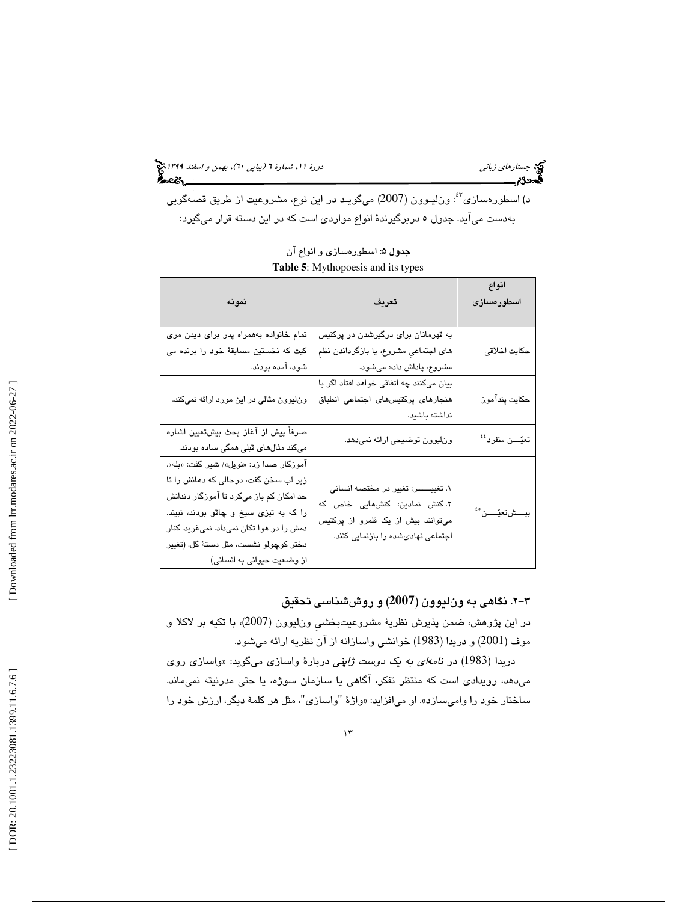د) اسطوره‌سازی[43]: ون‌لیوون (2007) می‌گوید در این نوع، مشروعیت از طریق قصه‌گویی به‌دست می‌آید. جدول ۵ دربرگیرندهٔ انواع مواردی است که در این دسته قرار می‌گیرد:

**جدول ۵**: اسطوره‌سازی و انواع آن

**Table 5**: Mythopoesis and its types

| انواع اسطوره‌سازی | تعریف | نمونه |
|---|---|---|
| حکایت اخلاقی | به قهرمانان برای درگیرشدن در پرکتیس های اجتماعیِ مشروع، یا بازگرداندن نظمِ مشروع، پاداش داده می‌شود. | تمام خانواده به‌همراه پدر برای دیدن مری کیت که نخستین مسابقهٔ خود را برنده می شود، آمده بودند. |
| حکایت پندآموز | بیان می‌کنند چه اتفاقی خواهد افتاد اگر با هنجارهای پرکتیس‌های اجتماعی انطباق نداشته باشید. | ون‌لیوون مثالی در این مورد ارائه نمی‌کند. |
| تعیّن منفرد[44] | ون‌لیوون توضیحی ارائه نمی‌دهد. | صرفاً پیش از آغاز بحث بیش‌تعیین اشاره می‌کند مثال‌های قبلی همگی ساده بودند. |
| بیش‌تعیّن[45] | ۱. تغییر: تغییر در مختصه انسانی<br>۲. کنش نمادین: کنش‌هایی خاص که می‌توانند بیش از یک قلمرو از پرکتیس اجتماعی نهادی‌شده را بازنمایی کنند. | آموزگار صدا زد: «نویل»/ شیر گفت: «بله». زیر لب سخن گفت، درحالی که دهانش را تا حد امکان کم باز می‌کرد تا آموزگار دندانش را که به تیزی سیخ و چاقو بودند، نبیند. دمش را در هوا تکان نمی‌داد. نمی‌غرید. کنار دختر کوچولو نشست، مثل دستهٔ گل. (تغییر از وضعیت حیوانی به انسانی) |

## ۳-۲. نگاهی به ون‌لیوون (2007) و روش‌شناسی تحقیق

در این پژوهش، ضمن پذیرش نظریهٔ مشروعیت‌بخشیِ ون‌لیوون (2007)، با تکیه بر لاکلا و موف (2001) و دریدا (1983) خوانشی واسازانه از آن نظریه ارائه می‌شود.

دریدا (1983) در *نامه‌ای به یک دوست ژاپنی* دربارهٔ واسازی می‌گوید: «واسازی روی می‌دهد، رویدادی است که منتظر تفکر، آگاهی یا سازمان سوژه، یا حتی مدرنیته نمی‌ماند. ساختار خود را وامی‌سازد». او می‌افزاید: «واژهٔ "واسازی"، مثل هر کلمهٔ دیگر، ارزش خود را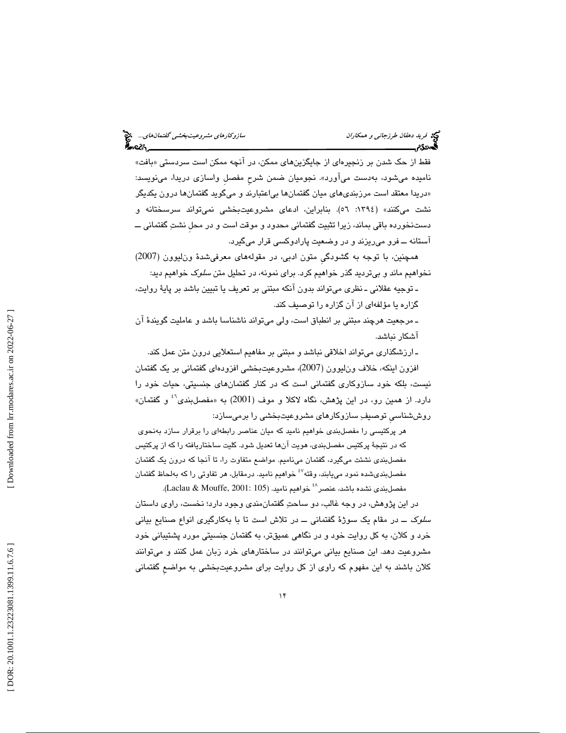فقط از حک شدن بر زنجیره‌ای از جایگزین‌های ممکن، در آنچه ممکن است سردستی «بافت» نامیده می‌شود، به‌دست می‌آورد». نجومیان ضمن شرحِ مفصلِ واسازی دریدا، می‌نویسد: «دریدا معتقد است مرزبندی‌های میان گفتمان‌ها بی‌اعتبارند و می‌گوید گفتمان‌ها درون یکدیگر نشت می‌کنند» (۱۳۹٤: ٥٦). بنابراین، ادعای مشروعیت‌بخشی نمی‌تواند سرسختانه و دست‌نخورده باقی بماند، زیرا تثبیت گفتمانی محدود و موقت است و در محلِ نشتِ گفتمانی ــ آستانه ــ فرو می‌ریزند و در وضعیت پارادوکسی قرار می‌گیرد.

همچنین، با توجه به گشودگیِ متون ادبی، در مقوله‌های معرفی‌شدهٔ ون‌لیوون (2007) نخواهیم ماند و بی‌تردید گذر خواهیم کرد. برای نمونه، در تحلیل متن *سلوک* خواهیم دید:

- توجیه عقلانی ـ نظری می‌تواند بدون آنکه مبتنی بر تعریف یا تبیین باشد بر پایهٔ روایت، گزاره یا مؤلفه‌ای از آن گزاره را توصیف کند.
- مرجعیت هرچند مبتنی بر انطباق است، ولی می‌تواند ناشناسا باشد و عاملیت گویندهٔ آن آشکار نباشد.
- ارزشگذاری می‌تواند اخلاقی نباشد و مبتنی بر مفاهیم استعلایی درون متن عمل کند.

افزون اینکه، خلاف ون‌لیوون (2007)، مشروعیت‌بخشی افزوده‌ای گفتمانی بر یک گفتمان نیست، بلکه خود سازوکاری گفتمانی است که در کنار گفتمان‌های جنسیتی، حیات خود را دارد. از همین رو، در این پژوهش، نگاه لاکلا و موف (2001) به «مفصل‌بندی[٤٦] و گفتمان» روش‌شناسیِ توصیفِ سازوکارهای مشروعیت‌بخشی را برمی‌سازد:

> هر پرکتیسی را مفصل‌بندی خواهیم نامید که میان عناصر رابطه‌ای را برقرار سازد به‌نحوی که در نتیجهٔ پرکتیس مفصل‌بندی، هویت آن‌ها تعدیل شود. کلیت ساختاریافته را که از پرکتیس مفصل‌بندی نشئت می‌گیرد، گفتمان می‌نامیم. مواضع متفاوت را، تا آنجا که درون یک گفتمان مفصل‌بندی‌شده نمود می‌یابند، وقته[٤٧] خواهیم نامید. درمقابل، هر تفاوتی را که به‌لحاظ گفتمان مفصل‌بندی نشده باشد، عنصر[٤٨] خواهیم نامید. (Laclau & Mouffe, 2001: 105).

در این پژوهش، در وجه غالب، دو ساحتِ گفتمان‌مندی وجود دارد؛ نخست، راوی داستان *سلوک* ــ در مقام یک سوژهٔ گفتمانی ــ در تلاش است تا با به‌کارگیری انواع صنایع بیانی خرد و کلان، به کل روایت خود و در نگاهی عمیق‌تر، به گفتمان جنسیتی مورد پشتیبانی خود مشروعیت دهد. این صنایع بیانی می‌توانند در ساختارهای خرد زبان عمل کنند و می‌توانند کلان باشند به این مفهوم که راوی از کل روایت برای مشروعیت‌بخشی به مواضعِ گفتمانی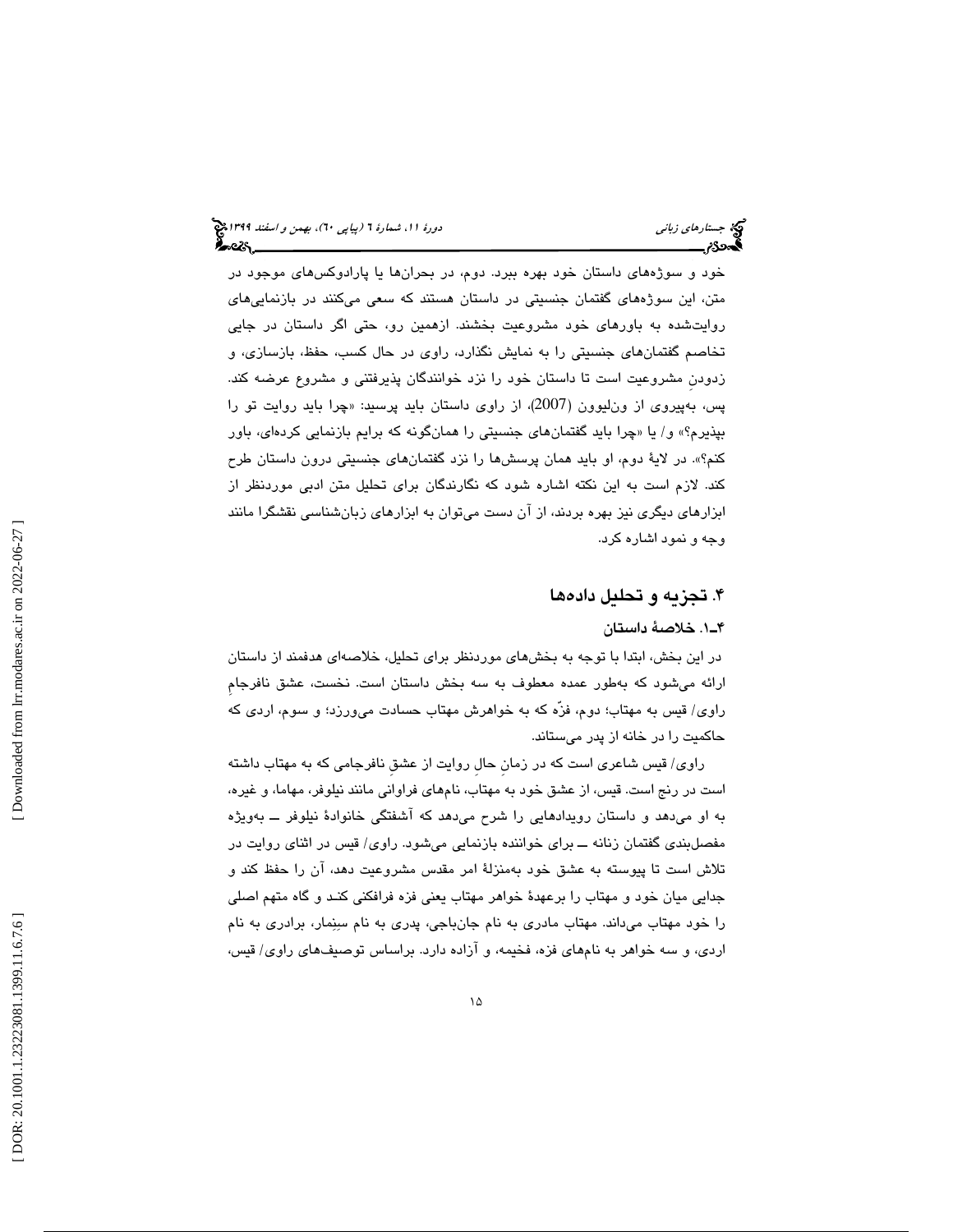خود و سوژه‌های داستان خود بهره ببرد. دوم، در بحران‌ها یا پارادوکس‌های موجود در متن، این سوژه‌های گفتمان جنسیتی در داستان هستند که سعی می‌کنند در بازنمایی‌های روایت‌شده به باورهای خود مشروعیت بخشند. ازهمین رو، حتی اگر داستان در جایی تخاصم گفتمان‌های جنسیتی را به نمایش نگذارد، راوی در حال کسب، حفظ، بازسازی، و زدودنِ مشروعیت است تا داستان خود را نزد خوانندگان پذیرفتنی و مشروع عرضه کند. پس، به‌پیروی از ون‌لیوون (2007)، از راوی داستان باید پرسید: «چرا باید روایت تو را بپذیرم؟» و/ یا «چرا باید گفتمان‌های جنسیتی را همان‌گونه که برایم بازنمایی کرده‌ای، باور کنم؟». در لایهٔ دوم، او باید همان پرسش‌ها را نزد گفتمان‌های جنسیتی درون داستان طرح کند. لازم است به این نکته اشاره شود که نگارندگان برای تحلیل متن ادبی موردنظر از ابزارهای دیگری نیز بهره بردند، از آن دست می‌توان به ابزارهای زبان‌شناسی نقشگرا مانند وجه و نمود اشاره کرد.

## ۴. تجزیه و تحلیل داده‌ها

### ۴ـ۱. خلاصهٔ داستان

در این بخش، ابتدا با توجه به بخش‌های موردنظر برای تحلیل، خلاصه‌ای هدفمند از داستان ارائه می‌شود که به‌طور عمده معطوف به سه بخش داستان است. نخست، عشق نافرجامِ راوی/ قیس به مهتاب؛ دوم، فزّه که به خواهرش مهتاب حسادت می‌ورزد؛ و سوم، اردی که حاکمیت را در خانه از پدر می‌ستاند.

راوی/ قیس شاعری است که در زمانِ حالِ روایت از عشقِ نافرجامی که به مهتاب داشته است در رنج است. قیس، از عشق خود به مهتاب، نام‌های فراوانی مانند نیلوفر، مهاما، و غیره، به او می‌دهد و داستان رویدادهایی را شرح می‌دهد که آشفتگی خانوادهٔ نیلوفر ــ به‌ویژه مفصل‌بندی گفتمان زنانه ــ برای خواننده بازنمایی می‌شود. راوی/ قیس در اثنای روایت در تلاش است تا پیوسته به عشق خود به‌منزلهٔ امر مقدس مشروعیت دهد، آن را حفظ کند و جدایی میان خود و مهتاب را برعهدهٔ خواهر مهتاب یعنی فزه فرافکنی کنـد و گاه متهم اصلی را خود مهتاب می‌داند. مهتاب مادری به نام جان‌باجی، پدری به نام سِنِمار، برادری به نام اردی، و سه خواهر به نام‌های فزه، فخیمه، و آزاده دارد. براساس توصیف‌های راوی/ قیس،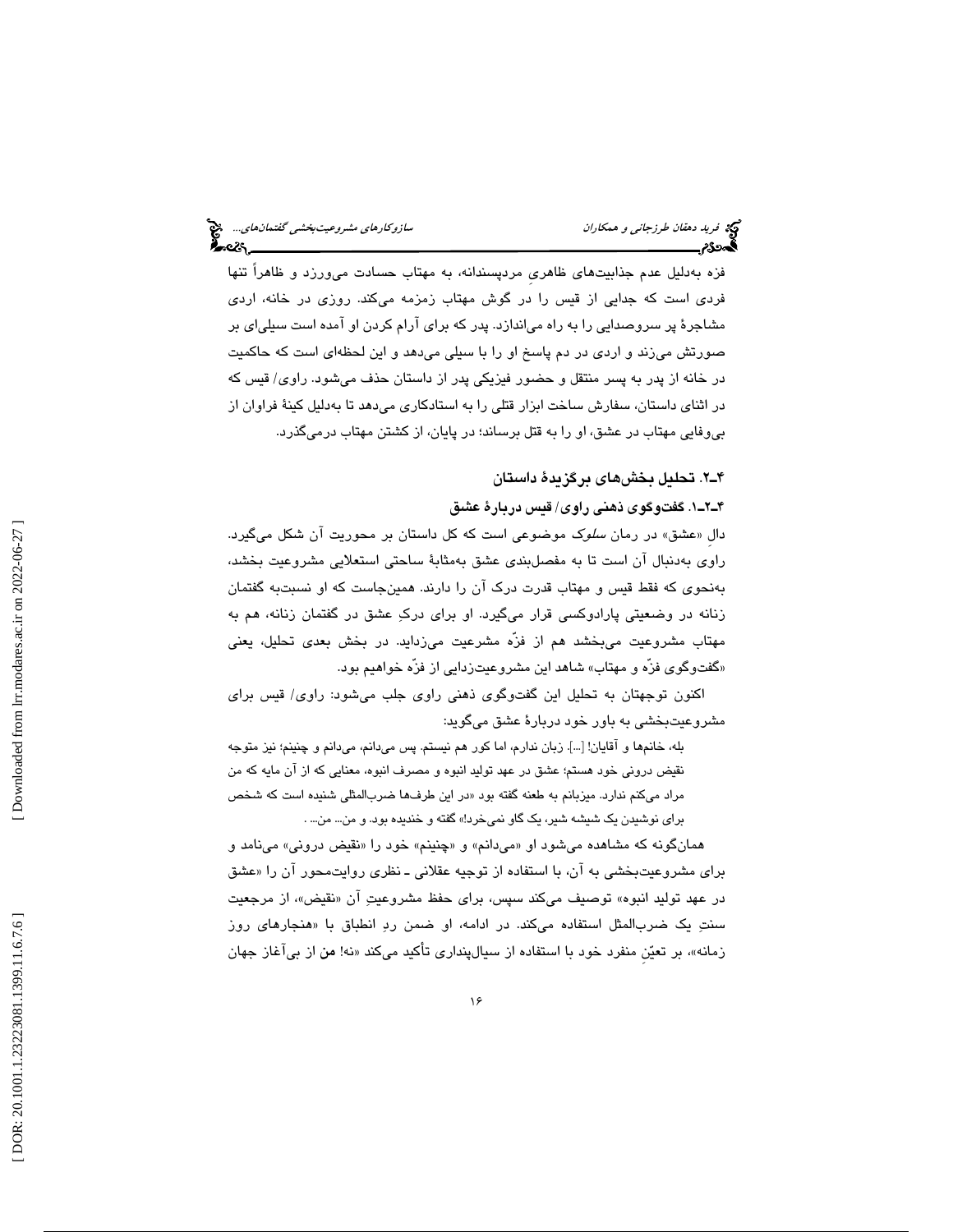فزه به‌دلیل عدم جذابیت‌های ظاهریِ مردپسندانه، به مهتاب حسادت می‌ورزد و ظاهراً تنها فردی است که جدایی را در گوش مهتاب زمزمه می‌کند. روزی در خانه، اردی مشاجرهٔ پر سروصدایی را به راه می‌اندازد. پدر که برای آرام کردن او آمده است سیلی‌ای بر صورتش می‌زند و اردی در دم پاسخ او را با سیلی می‌دهد و این لحظه‌ای است که حاکمیت در خانه از پدر به پسر منتقل و حضور فیزیکی پدر از داستان حذف می‌شود. راوی/ قیس که در اثنای داستان، سفارش ساخت ابزار قتلی را به استادکاری می‌دهد تا به‌دلیل کینهٔ فراوان از بی‌وفایی مهتاب در عشق، او را به قتل برساند؛ در پایان، از کشتن مهتاب درمی‌گذرد.

## ۴ـ۲. تحلیل بخش‌های برگزیدهٔ داستان

### ۴ـ۲ـ۱. گفت‌وگوی ذهنی راوی/ قیس دربارهٔ عشق

دالِ «عشق» در رمان *سلوک* موضوعی است که کل داستان بر محوریت آن شکل می‌گیرد. راوی به‌دنبال آن است تا به مفصل‌بندی عشق به‌مثابهٔ ساحتی استعلایی مشروعیت بخشد، به‌نحوی که فقط قیس و مهتاب قدرت درک آن را دارند. همین‌جاست که او نسبت‌به گفتمان زنانه در وضعیتی پارادوکسی قرار می‌گیرد. او برای درکِ عشق در گفتمان زنانه، هم به مهتاب مشروعیت می‌بخشد هم از فزّه مشرعیت می‌زداید. در بخش بعدی تحلیل، یعنی «گفت‌وگوی فزّه و مهتاب» شاهد این مشروعیت‌زدایی از فزّه خواهیم بود.

اکنون توجهتان به تحلیل این گفت‌وگوی ذهنی راوی جلب می‌شود: راوی/ قیس برای مشروعیت‌بخشی به باور خود دربارهٔ عشق می‌گوید:

> بله، خانمها و آقایان! [...]. زبان ندارم، اما کور هم نیستم. پس می‌دانم، می‌دانم و چنینم؛ نیز متوجه نقیض درونی خود هستم؛ عشق در عهد تولید انبوه و مصرف انبوه، معنایی که از آن مایه که من مراد می‌کنم ندارد. میزبانم به طعنه گفته بود «در این طرف‌ها ضرب‌المثلی شنیده است که شخص برای نوشیدن یک شیشه شیر، یک گاو نمی‌خرد!» گفته و خندیده بود. و من... من... .

همان‌گونه که مشاهده می‌شود او «می‌دانم» و «چنینم» خود را «نقیض درونی» می‌نامد و برای مشروعیت‌بخشی به آن، با استفاده از توجیه عقلانی ـ نظری روایت‌محور آن را «عشق در عهد تولید انبوه» توصیف می‌کند سپس، برای حفظ مشروعیتِ آن «نقیض»، از مرجعیت سنتِ یک ضرب‌المثل استفاده می‌کند. در ادامه، او ضمن ردِ انطباق با «هنجارهای روز زمانه»، بر تعیّنِ منفرد خود با استفاده از سیال‌پنداری تأکید می‌کند «نه! **من** از بی‌آغاز جهان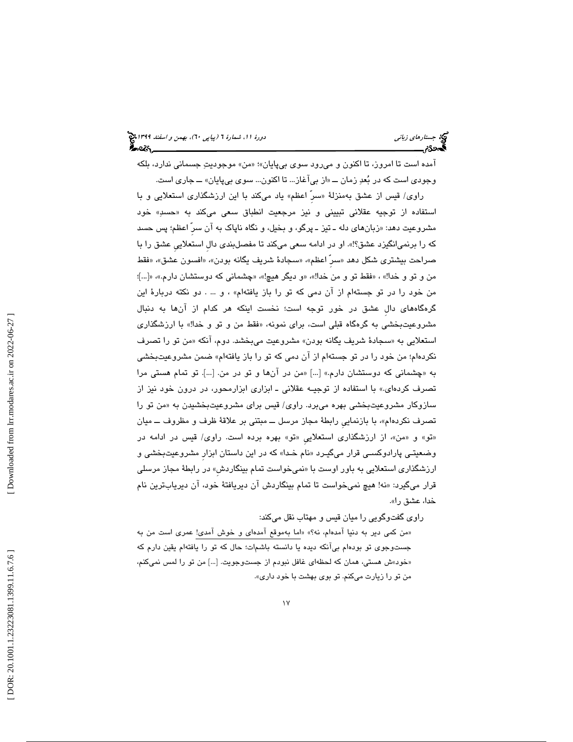آمده است تا امروز، تا اکنون و می‌رود سوی بی‌پایان»؛ «من» موجودیتِ جسمانی ندارد، بلکه وجودی است که در بُعدِ زمان ــ «از بی‌آغاز... تا اکنون... سوی بی‌پایان» ــ جاری است.

راوی/ قیس از عشق به‌منزلهٔ «سرِّ اعظم» یاد می‌کند با این ارزشگذاری استعلایی و با استفاده از توجیه عقلانی تبیینی و نیز مرجعیت انطباق سعی می‌کند به «حسد» خود مشروعیت دهد: «زبان‌های دله ـ تیز ـ پرگو، و بخیل، و نگاه ناپاک به آن سرِّ اعظم؛ پس حسد که را برنمی‌انگیزد عشق؟!». او در ادامه سعی می‌کند تا مفصل‌بندی دالِ استعلاییِ عشق را با صراحت بیشتری شکل دهد «سرِّ اعظم»، «سجادهٔ شریف یگانه بودن»، «افسون عشق»، «فقط من و تو و خدا!» ، «فقط تو و من خدا!»، «و دیگر هیچ!»، «چشمانی که دوستشان دارم.»، «[...]؛ من خود را در تو جسته‌ام از آن دمی که تو را باز یافته‌ام» ، و ... . دو نکته دربارهٔ این گره‌گاه‌های دالِ عشق در خور توجه است؛ نخست اینکه هر کدام از آن‌ها به دنبال مشروعیت‌بخشی به گره‌گاه قبلی است، برای نمونه، «فقط من و تو و خدا!» با ارزشگذاری استعلایی به «سجادهٔ شریف یگانه بودن» مشروعیت می‌بخشد. دوم، آنکه «من تو را تصرف نکرده‌ام؛ من خود را در تو جسته‌ام از آن دمی که تو را باز یافته‌ام» ضمن مشروعیت‌بخشی به «چشمانی که دوستشان دارم.» [...] «من در آن‌ها و تو در من. [...]. تو تمام هستی مرا تصرف کرده‌ای.» با استفاده از توجیه عقلانی ـ ابزاری ابزارمحور، در درون خود نیز از سازوکار مشروعیت‌بخشی بهره می‌برد. راوی/ قیس برای مشروعیت‌بخشیدن به «من تو را تصرف نکرده‌ام»، با بازنماییِ رابطهٔ مجاز مرسل ــ مبتنی بر علاقهٔ ظرف و مظروف ــ میان «تو» و «من»، از ارزشگذاری استعلاییِ «تو» بهره برده است. راوی/ قیس در ادامه در وضعیتی پارادوکسی قرار می‌گیرد «نام خدا» که در این داستان ابزارِ مشروعیت‌بخشی و ارزشگذاری استعلایی به باور اوست با «نمی‌خواست تمام بینگاردش» در رابطهٔ مجاز مرسلی قرار می‌گیرد: «نه! هیچ نمی‌خواست تا تمام بینگاردش آن دیریافتهٔ خود، آن دیریاب‌ترین نام خدا، عشق را».

راوی گفت‌وگویی را میان قیس و مهتاب نقل می‌کند:

«من کمی دیر به دنیا آمده‌ام، نه؟» «اما به‌موقع آمده‌ای و خوش آمدی! عمری است من به جست‌وجوی تو بوده‌ام بی‌آنکه دیده یا دانسته باشمات؛ حال که تو را یافته‌ام یقین دارم که «خود»ش هستی، همان که لحظه‌ای غافل نبودم از جست‌وجویت. [...] من تو را لمس نمی‌کنم، من تو را زیارت می‌کنم. تو بوی بهشت با خود داری».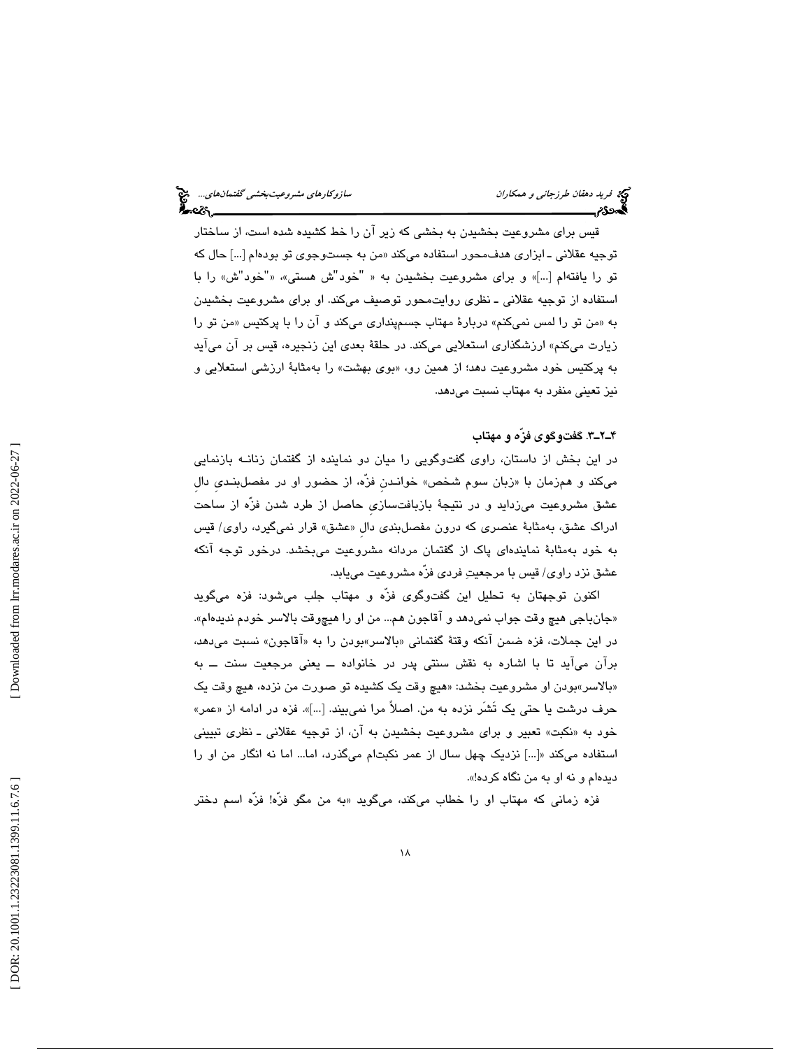قیس برای مشروعیت بخشیدن به بخشی که زیر آن را خط کشیده شده است، از ساختار توجیه عقلانی ـ ابزاری هدف‌محور استفاده می‌کند «من به جست‌وجوی تو بوده‌ام [...] حال که تو را یافته‌ام [...]» و برای مشروعیت بخشیدن به « "خود"ش هستی»، «"خود"ش» را با استفاده از توجیه عقلانی ـ نظری روایت‌محور توصیف می‌کند. او برای مشروعیت بخشیدن به «من تو را لمس نمی‌کنم» دربارهٔ مهتاب جسم‌پنداری می‌کند و آن را با پرکتیس «من تو را زیارت می‌کنم» ارزشگذاری استعلایی می‌کند. در حلقهٔ بعدی این زنجیره، قیس بر آن می‌آید به پرکتیس خود مشروعیت دهد؛ از همین رو، «بوی بهشت» را به‌مثابهٔ ارزشی استعلایی و نیز تعینی منفرد به مهتاب نسبت می‌دهد.

### ۴ـ۲ـ۳. گفت‌وگوی فزّه و مهتاب

در این بخش از داستان، راوی گفت‌وگویی را میان دو نماینده از گفتمان زنانـه بازنمایی می‌کند و همزمان با «زبان سوم شخص» خوانـدنِ فزّه، از حضور او در مفصل‌بنـدیِ دالِ عشق مشروعیت می‌زداید و در نتیجهٔ بازبافت‌سازیِ حاصل از طرد شدن فزّه از ساحت ادراک عشق، به‌مثابهٔ عنصری که درون مفصل‌بندی دالِ «عشق» قرار نمی‌گیرد، راوی/ قیس به خود به‌مثابهٔ نماینده‌ای پاک از گفتمان مردانه مشروعیت می‌بخشد. درخور توجه آنکه عشق نزد راوی/ قیس با مرجعیتِ فردی فزّه مشروعیت می‌یابد.

اکنون توجهتان به تحلیل این گفت‌وگوی فزّه و مهتاب جلب می‌شود: فزه می‌گوید «جان‌باجی هیچ وقت جواب نمی‌دهد و آقاجون هم... من او را هیچ‌وقت بالاسر خودم ندیده‌ام». در این جملات، فزه ضمن آنکه وقتهٔ گفتمانی «بالاسر»بودن را به «آقاجون» نسبت می‌دهد، برآن می‌آید تا با اشاره به نقش سنتی پدر در خانواده ــ یعنی مرجعیت سنت ــ به «بالاسر»بودن او مشروعیت بخشد: «هیچ وقت یک کشیده تو صورت من نزده، هیچ وقت یک حرف درشت یا حتی یک تَشَر نزده به من. اصلاً مرا نمی‌بیند. [...]». فزه در ادامه از «عمر» خود به «نکبت» تعبیر و برای مشروعیت بخشیدن به آن، از توجیه عقلانی ـ نظری تبیینی استفاده می‌کند «[...] نزدیک چهل سال از عمر نکبت‌ام می‌گذرد، اما... اما نه انگار من او را دیده‌ام و نه او به من نگاه کرده‌!».

فزه زمانی که مهتاب او را خطاب می‌کند، می‌گوید «به من مگو فزّه! فزّه اسم دختر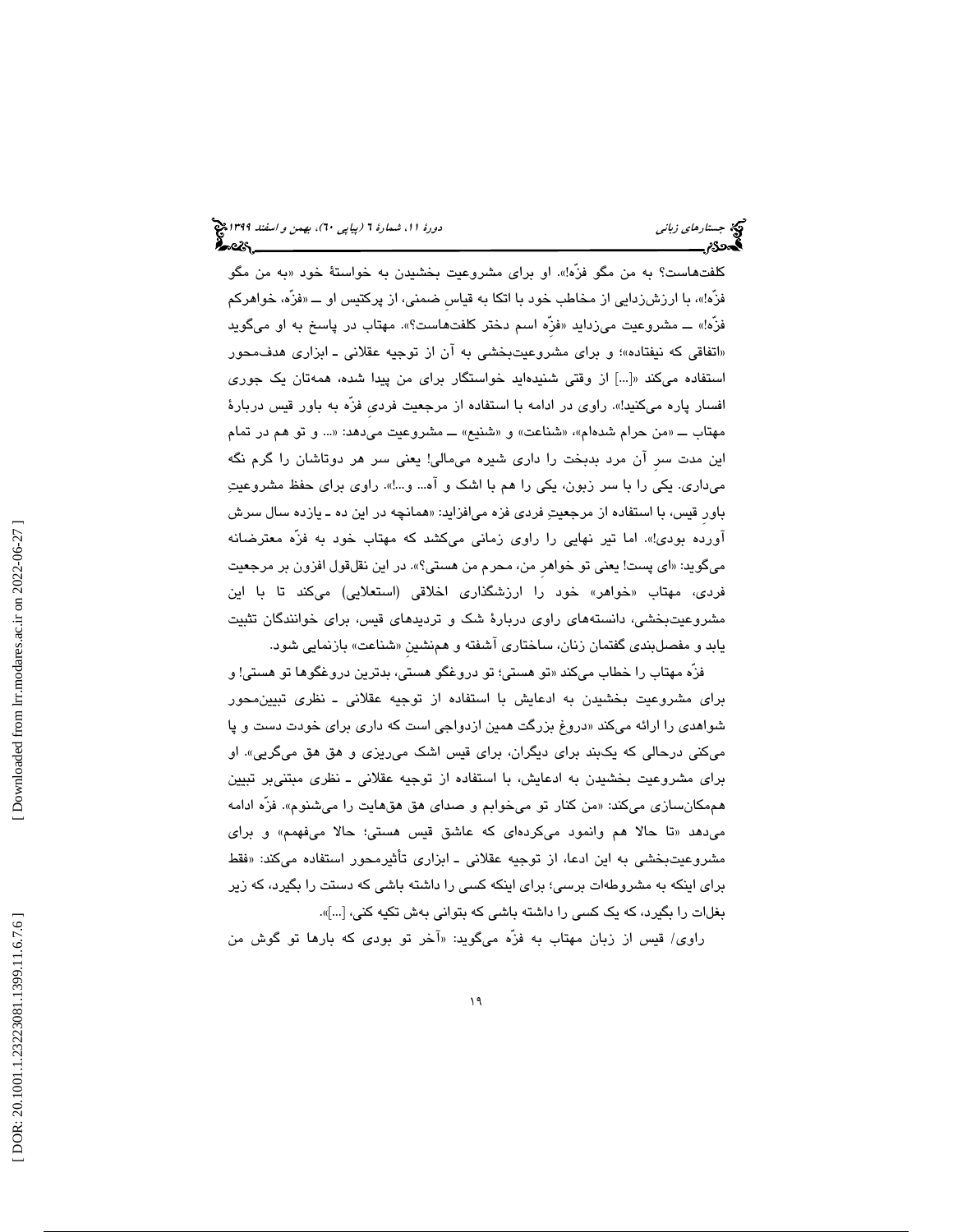کلفت‌هاست؟ به من مگو فزّه!». او برای مشروعیت بخشیدن به خواستهٔ خود «به من مگو فزّه!»، با ارزش‌زدایی از مخاطب خود با اتکا به قیاسِ ضمنی، از پرکتیس او ــ «فزّه، خواهرکم فزّه!» ــ مشروعیت می‌زداید «فزّه اسم دختر کلفت‌هاست؟». مهتاب در پاسخ به او می‌گوید «اتفاقی که نیفتاده»؛ و برای مشروعیت‌بخشی به آن از توجیه عقلانی ـ ابزاری هدف‌محور استفاده می‌کند «[...] از وقتی شنیده‌اید خواستگار برای من پیدا شده، همه‌تان یک جوری افسار پاره می‌کنید!». راوی در ادامه با استفاده از مرجعیت فردیِ فزّه به باور قیس دربارهٔ مهتاب ــ «من حرام شده‌ام»، «شناعت» و «شنیع» ــ مشروعیت می‌دهد: «... و تو هم در تمام این مدت سرِ آن مرد بدبخت را داری شیره می‌مالی! یعنی سر هر دوتاشان را گرم نگه می‌داری. یکی را با سر زبون، یکی را هم با اشک و آه... و...!». راوی برای حفظ مشروعیتِ باورِ قیس، با استفاده از مرجعیتِ فردی فزه می‌افزاید: «همانچه در این ده ـ یازده سال سرش آورده بودی!». اما تیر نهایی را راوی زمانی می‌کشد که مهتاب خود به فزّه معترضانه می‌گوید: «ای پست! یعنی تو خواهرِ من، محرم من هستی؟». در این نقل‌قول افزون بر مرجعیت فردی، مهتاب «خواهر» خود را ارزشگذاری اخلاقی (استعلایی) می‌کند تا با این مشروعیت‌بخشی، دانسته‌های راوی دربارهٔ شک و تردیدهای قیس، برای خوانندگان تثبیت یابد و مفصل‌بندی گفتمان زنان، ساختاری آشفته و هم‌نشینِ «شناعت» بازنمایی شود.

فزّه مهتاب را خطاب می‌کند «تو هستی؛ تو دروغگو هستی، بدترین دروغگوها تو هستی! و برای مشروعیت بخشیدن به ادعایش با استفاده از توجیه عقلانی ـ نظری تبیین‌محور شواهدی را ارائه می‌کند «دروغ بزرگت همین ازدواجی است که داری برای خودت دست و پا می‌کنی درحالی که یک‌بند برای دیگران، برای قیس اشک می‌ریزی و هق هق می‌گریی». او برای مشروعیت بخشیدن به ادعایش، با استفاده از توجیه عقلانی ـ نظری مبتنی‌بر تبیین هم‌مکان‌سازی می‌کند: «من کنار تو می‌خوابم و صدای هق هق‌هایت را می‌شنوم». فزّه ادامه می‌دهد «تا حالا هم وانمود می‌کرده‌ای که عاشق قیس هستی؛ حالا می‌فهمم» و برای مشروعیت‌بخشی به این ادعا، از توجیه عقلانی ـ ابزاری تأثیرمحور استفاده می‌کند: «فقط برای اینکه به مشروطه‌ات برسی؛ برای اینکه کسی را داشته باشی که دستت را بگیرد، که زیر بغلات را بگیرد، که یک کسی را داشته باشی که بتوانی به‌ش تکیه کنی، [...]».

راوی/ قیس از زبان مهتاب به فزّه می‌گوید: «آخر تو بودی که بارها تو گوش من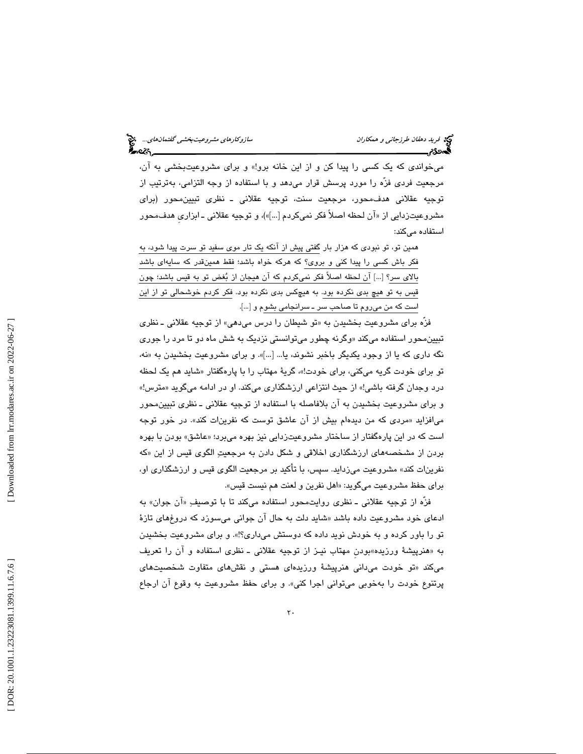می‌خواندی که یک کسی را پیدا کن و از این خانه برو!» و برای مشروعیت‌بخشی به آن، مرجعیت فردی فزّه را مورد پرسش قرار می‌دهد و با استفاده از وجه التزامی، به‌ترتیب از توجیه عقلانی هدف‌محور، مرجعیت سنت، توجیه عقلانی ـ نظری تبیین‌محور (برای مشروعیت‌زدایی از «آن لحظه اصلاً فکر نمی‌کردم [...]»)، و توجیه عقلانی ـ ابزاریِ هدف‌محور استفاده می‌کند:

> همین تو، تو نبودی که هزار بار گفتی پیش از آنکه یک تار موی سفید تو سرت پیدا شود، به فکر باش کسی را پیدا کنی و بروی؟ که هرکه خواه باشد؛ فقط همین‌قدر که سایه‌ای باشد بالای سر؟ [...] آن لحظه اصلاً فکر نمی‌کردم که آن هیجان از بُغض تو به قیس باشد؛ چون قیس به تو هیچ بدی نکرده بود. به هیچ‌کس بدی نکرده بود. فکر کردم خوشحالی تو از این است که من می‌روم تا صاحب سر ـ سرانجامی بشوم و [...].

فزّه برای مشروعیت بخشیدن به «تو شیطان را درس می‌دهی» از توجیه عقلانی ـ نظری تبیین‌محور استفاده می‌کند «وگرنه چطور می‌توانستی نزدیک به شش ماه دو تا مرد را جوری نگه داری که یا از وجود یکدیگر باخبر نشوند، یا... [...]». و برای مشروعیت بخشیدن به «نه، تو برای خودت گریه می‌کنی، برای خودت!»، گریهٔ مهتاب را با پاره‌گفتار «شاید هم یک لحظه درد وجدان گرفته باشی!» از حیث انتزاعی ارزشگذاری می‌کند. او در ادامه می‌گوید «مترس!» و برای مشروعیت بخشیدن به آن بلافاصله با استفاده از توجیه عقلانی ـ نظری تبیین‌محور می‌افزاید «مردی که من دیده‌ام بیش از آن عاشق توست که نفرینت کند». در خور توجه است که در این پاره‌گفتار از ساختار مشروعیت‌زدایی نیز بهره می‌برد؛ «عاشق» بودن با بهره بردن از مشخصه‌های ارزشگذاری اخلاقی و شکل دادن به مرجعیتِ الگوی قیس از این «که نفرینت کند» مشروعیت می‌زداید. سپس، با تأکید بر مرجعیت الگوی قیس و ارزشگذاری او، برای حفظ مشروعیت می‌گوید: «اهل نفرین و لعنت هم نیست قیس».

فزّه از توجیه عقلانی ـ نظری روایت‌محور استفاده می‌کند تا با توصیفِ «آن جوان» به ادعای خود مشروعیت داده باشد «شاید دلت به حال آن جوانی می‌سوزد که دروغ‌های تازهٔ تو را باور کرده و به خودش نوید داده که دوستش می‌داری؟!». و برای مشروعیت بخشیدن به «هنرپیشهٔ ورزیده»بودنِ مهتاب نیـز از توجیه عقلانی ـ نظری استفاده و آن را تعریف می‌کند «تو خودت می‌دانی هنرپیشهٔ ورزیده‌ای هستی و نقش‌های متفاوت شخصیت‌های پرتنوع خودت را به‌خوبی می‌توانی اجرا کنی». و برای حفظ مشروعیت به وقوع آن ارجاع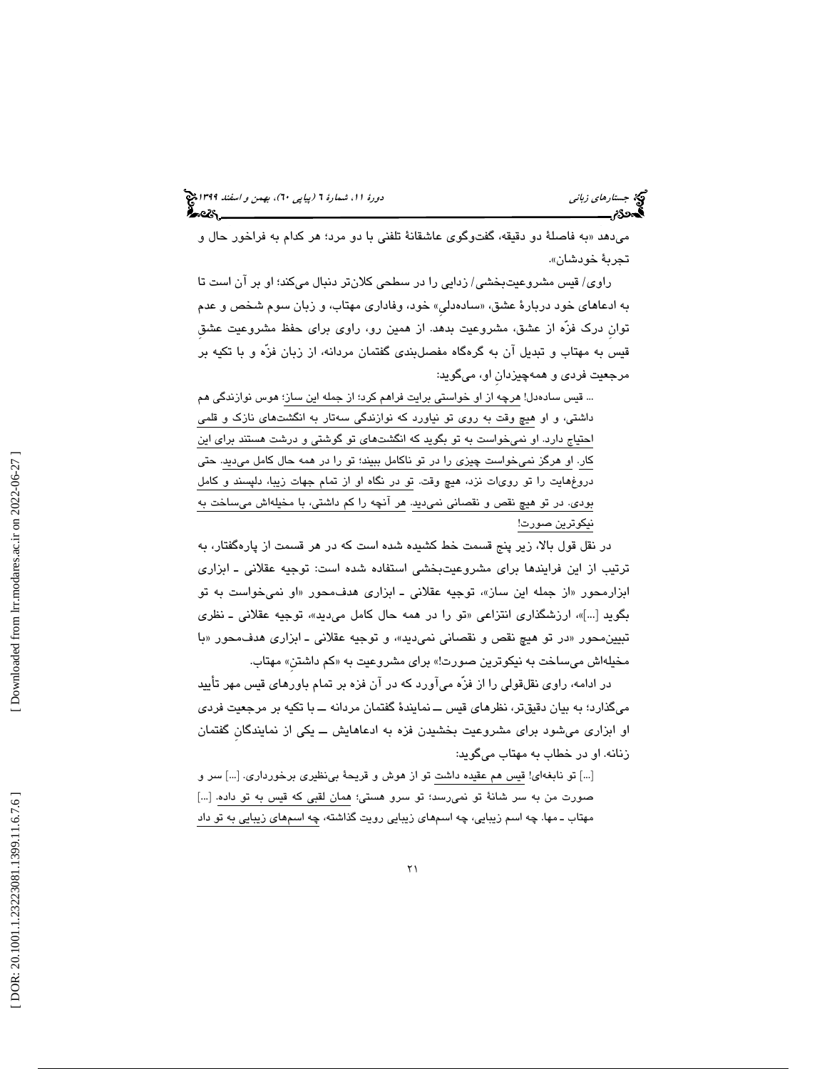می‌دهد «به فاصلهٔ دو دقیقه، گفت‌وگوی عاشقانهٔ تلفنی با دو مرد؛ هر کدام به فراخور حال و تجربهٔ خودشان».

راوی/ قیس مشروعیت‌بخشی/ زدایی را در سطحی کلان‌تر دنبال می‌کند؛ او بر آن است تا به ادعاهای خود دربارهٔ عشق، «ساده‌دلیِ» خود، وفاداری مهتاب، و زبان سوم شخص و عدم توانِ درک فزّه از عشق، مشروعیت بدهد. از همین رو، راوی برای حفظ مشروعیت عشقِ قیس به مهتاب و تبدیل آن به گره‌گاه مفصل‌بندی گفتمان مردانه، از زبان فزّه و با تکیه بر مرجعیت فردی و همه‌چیزدانِ او، می‌گوید:

> ... قیس ساده‌دل! هرچه از او خواستی برایت فراهم کرد؛ از جمله این ساز؛ هوس نوازندگی هم داشتی، و او هیچ وقت به روی تو نیاورد که نوازندگی سه‌تار به انگشت‌های نازک و قلمی احتیاج دارد. او نمی‌خواست به تو بگوید که انگشت‌های تو گوشتی و درشت هستند برای این کار. او هرگز نمی‌خواست چیزی را در تو ناکامل ببیند؛ تو را در همه حال کامل می‌دید. حتی دروغ‌هایت را تو رویات نزد، هیچ وقت. تو در نگاه او از تمام جهات زیبا، دلپسند و کامل بودی. در تو هیچ نقص و نقصانی نمی‌دید. هر آنچه را کم داشتی، با مخیله‌اش می‌ساخت به نیکوترین صورت!

در نقل قول بالا، زیر پنج قسمت خط کشیده شده است که در هر قسمت از پاره‌گفتار، به ترتیب از این فرایندها برای مشروعیت‌بخشی استفاده شده است: توجیه عقلانی ـ ابزاری ابزارمحور «از جمله این ساز»، توجیه عقلانی ـ ابزاری هدف‌محور «او نمی‌خواست به تو بگوید [...]»، ارزشگذاری انتزاعی «تو را در همه حال کامل می‌دید»، توجیه عقلانی ـ نظری تبیین‌محور «در تو هیچ نقص و نقصانی نمی‌دید»، و توجیه عقلانی ـ ابزاری هدف‌محور «با مخیله‌اش می‌ساخت به نیکوترین صورت!» برای مشروعیت به «کم داشتنِ» مهتاب.

در ادامه، راوی نقل‌قولی را از فزّه می‌آورد که در آن فزه بر تمام باورهای قیس مهر تأیید می‌گذارد؛ به بیان دقیق‌تر، نظرهای قیس ــ نمایندهٔ گفتمان مردانه ــ با تکیه بر مرجعیت فردی او ابزاری می‌شود برای مشروعیت بخشیدن فزه به ادعاهایش ــ یکی از نمایندگانِ گفتمان زنانه. او در خطاب به مهتاب می‌گوید:

> [...] تو نابغه‌ای! قیس هم عقیده داشت تو از هوش و قریحهٔ بی‌نظیری برخورداری. [...] سر و صورت من به سر شانهٔ تو نمی‌رسد؛ تو سرو هستی؛ همان لقبی که قیس به تو داده. [...] مهتاب ـ مها. چه اسم زیبایی، چه اسم‌های زیبایی رویت گذاشته، چه اسم‌های زیبایی به تو داد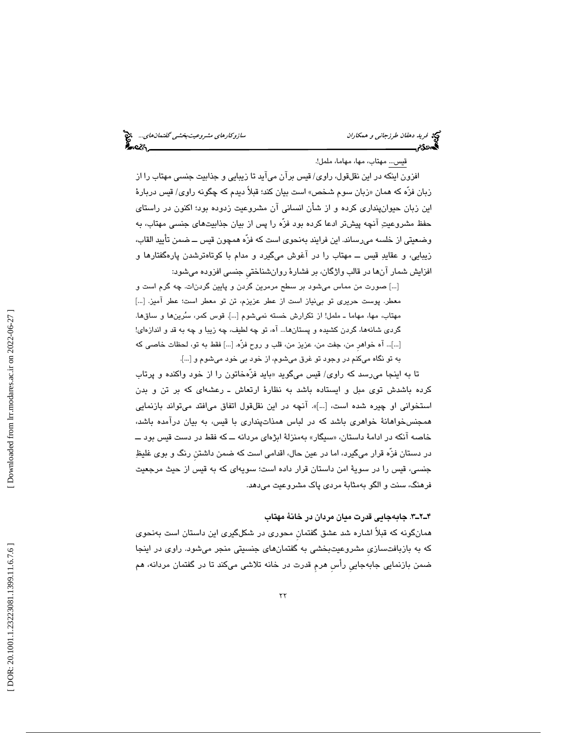قیس... مهتاب، مها، مهاما، ململ!.

افزون اینکه در این نقل‌قول، راوی/ قیس برآن می‌آید تا زیبایی و جذابیت جنسی مهتاب را از زبان فزّه که همان «زبان سوم شخص» است بیان کند؛ قبلاً دیدیم که چگونه راوی/ قیس دربارهٔ این زبان حیوان‌پنداری کرده و از شأن انسانی آن مشروعیت زدوده بود؛ اکنون در راستای حفظ مشروعیتِ آنچه پیش‌تر ادعا کرده بود فزّه را پس از بیان جذابیت‌های جنسی مهتاب، به وضعیتی از خلسه می‌رساند. این فرایند به‌نحوی است که فزّه همچون قیس ــ ضمن تأیید القاب، زیبایی، و عقایدِ قیس ــ مهتاب را در آغوش می‌گیرد و مدام با کوتاه‌ترشدن پاره‌گفتارها و افزایش شمار آن‌ها در قالب واژگان، بر فشارهٔ روان‌شناختیِ جنسی افزوده می‌شود:

> [...] صورت من مماس می‌شود بر سطح مرمرین گردن و پایین گردنات. چه گرم است و معطر. پوست حریری تو بی‌نیاز است از عطر عزیزم، تن تو معطر است؛ عطر آمیز. [...] مهتاب، مها، مهاما ـ ململ! از تکرارش خسته نمی‌شوم [...]. قوس کمر، سُرین‌ها و ساق‌ها. گردی شانه‌ها، گردن کشیده و پستان‌ها... آه، تو چه لطیف، چه زیبا و چه به قد و اندازه‌ای! [...]... آه خواهرِ من، جفت من، عزیز من، قلب و روح فزّه. [...] فقط به تو، لحظات خاصی که به تو نگاه می‌کنم در وجود تو غرق می‌شوم، از خود بی خود می‌شوم و [...].

تا به اینجا می‌رسد که راوی/ قیس می‌گوید «باید فزّه‌خاتون را از خود واکنده و پرتاب کرده باشدش توی مبل و ایستاده باشد به نظارهٔ ارتعاش ـ رعشه‌ای که بر تن و بدن استخوانی او چیره شده است، [...]». آنچه در این نقل‌قول اتفاق می‌افتد می‌تواند بازنمایی همجنس‌خواهانهٔ خواهری باشد که در لباس همذات‌پنداری با قیس، به بیان درآمده باشد، خاصه آنکه در ادامهٔ داستان، «سیگار» به‌منزلهٔ ابژه‌ای مردانه ــ که فقط در دست قیس بود ــ در دستان فزّه قرار می‌گیرد، اما در عین حال، اقدامی است که ضمن داشتنِ رنگ و بوی غلیظِ جنسی، قیس را در سویهٔ امن داستان قرار داده است؛ سویه‌ای که به قیس از حیث مرجعیت فرهنگ، سنت و الگو به‌مثابهٔ مردی پاک مشروعیت می‌دهد.

### ۴ـ۲ـ۳. جابه‌جایی قدرت میان مردان در خانهٔ مهتاب

همان‌گونه که قبلاً اشاره شد عشق گفتمانِ محوری در شکل‌گیری این داستان است به‌نحوی که به بازبافت‌سازیِ مشروعیت‌بخشی به گفتمان‌های جنسیتی منجر می‌شود. راوی در اینجا ضمن بازنمایی جابه‌جاییِ رأسِ هرمِ قدرت در خانه تلاشی می‌کند تا در گفتمان مردانه، هم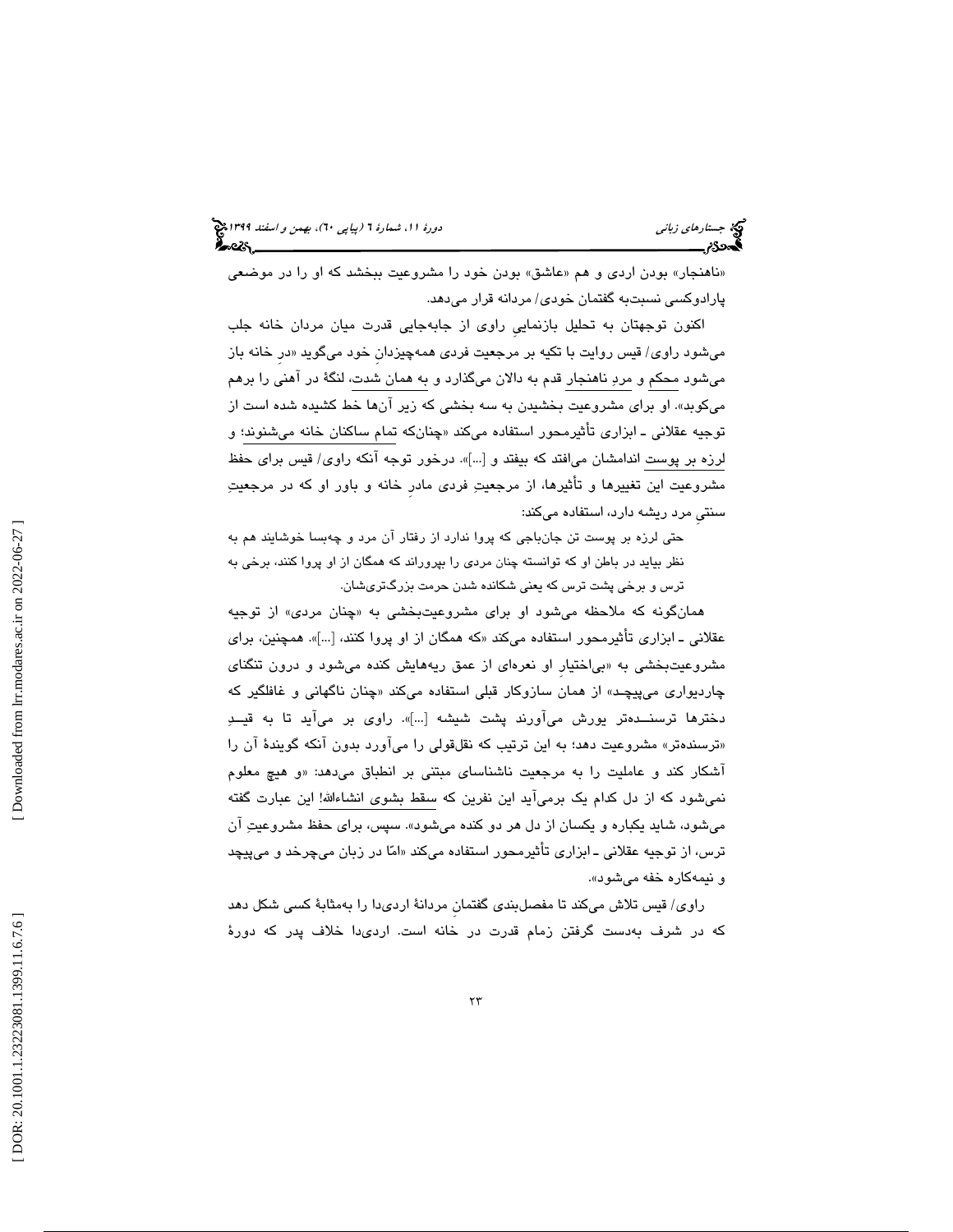«ناهنجار» بودن اردی و هم «عاشق» بودن خود را مشروعیت ببخشد که او را در موضعی پارادوکسی نسبت‌به گفتمان خودی/ مردانه قرار می‌دهد.

اکنون توجهتان به تحلیل بازنماییِ راوی از جابه‌جایی قدرت میان مردان خانه جلب می‌شود راوی/ قیس روایت با تکیه بر مرجعیت فردی همه‌چیزدانِ خود می‌گوید «درِ خانه باز می‌شود محکم و مردِ ناهنجار قدم به دالان می‌گذارد و به همان شدت، لنگهٔ در آهنی را برهم می‌کوبد». او برای مشروعیت بخشیدن به سه بخشی که زیر آن‌ها خط کشیده شده است از توجیه عقلانی ـ ابزاری تأثیرمحور استفاده می‌کند «چنان‌که تمام ساکنان خانه می‌شنوند؛ و لرزه بر پوست اندامشان می‌افتد که بیفتد و [...]». درخور توجه آنکه راوی/ قیس برای حفظ مشروعیت این تغییرها و تأثیرها، از مرجعیتِ فردی مادرِ خانه و باور او که در مرجعیتِ سنتیِ مرد ریشه دارد، استفاده می‌کند:

> حتی لرزه بر پوست تن جان‌باجی که پروا ندارد از رفتار آن مرد و چه‌بسا خوشایند هم به نظر بیاید در باطن او که توانسته چنان مردی را بپروراند که همگان از او پروا کنند، برخی به ترس و برخی پشت ترس که یعنی شکانده شدن حرمت بزرگتری‌شان.

همان‌گونه که ملاحظه می‌شود او برای مشروعیت‌بخشی به «چنان مردی» از توجیه عقلانی ـ ابزاری تأثیرمحور استفاده می‌کند «که همگان از او پروا کنند، [...]». همچنین، برای مشروعیت‌بخشی به «بی‌اختیارِ او نعره‌ای از عمق ریه‌هایش کنده می‌شود و درون تنگنای چاردیواری می‌پیچد» از همان سازوکار قبلی استفاده می‌کند «چنان ناگهانی و غافلگیر که دخترها ترسنده‌تر یورش می‌آورند پشت شیشه [...]». راوی بر می‌آید تا به قیدِ «ترسنده‌تر» مشروعیت دهد؛ به این ترتیب که نقل‌قولی را می‌آورد بدون آنکه گویندهٔ آن را آشکار کند و عاملیت را به مرجعیت ناشناسای مبتنی بر انطباق می‌دهد: «و هیچ معلوم نمی‌شود که از دل کدام یک برمی‌آید این نفرین که سقط بشوی انشاءالله! این عبارت گفته می‌شود، شاید یکباره و یکسان از دل هر دو کنده می‌شود». سپس، برای حفظ مشروعیتِ آن ترس، از توجیه عقلانی ـ ابزاری تأثیرمحور استفاده می‌کند «امّا در زبان می‌چرخد و می‌پیچد و نیمه‌کاره خفه می‌شود».

راوی/ قیس تلاش می‌کند تا مفصل‌بندی گفتمانِ مردانهٔ اردی‌دا را به‌مثابهٔ کسی شکل دهد که در شرف به‌دست گرفتن زمام قدرت در خانه است. اردی‌دا خلاف پدر که دورهٔ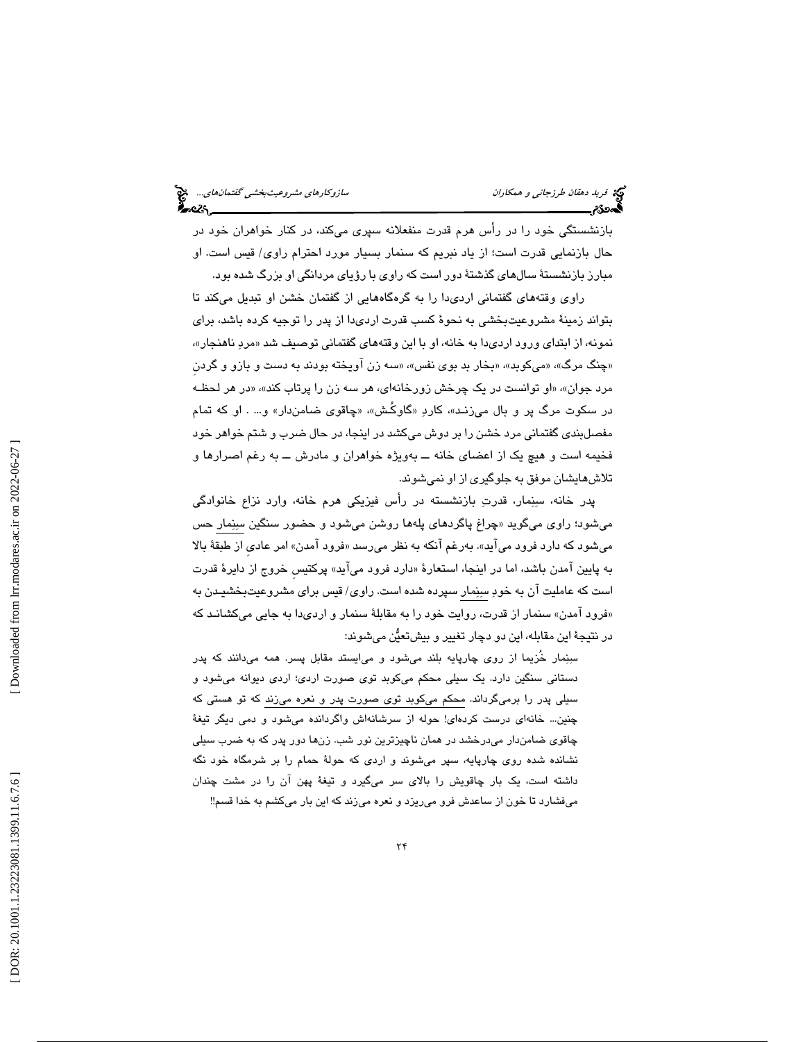بازنشستگی خود را در رأس هرم قدرت منفعلانه سپری می‌کند، در کنار خواهران خود در حال بازنمایی قدرت است؛ از یاد نبریم که سنمار بسیار مورد احترام راوی/ قیس است. او مبارز بازنشستهٔ سال‌های گذشتهٔ دور است که راوی با رؤیای مردانگی او بزرگ شده بود.

راوی وقته‌های گفتمانی اردی‌دا را به گره‌گاه‌هایی از گفتمان خشن او تبدیل می‌کند تا بتواند زمینهٔ مشروعیت‌بخشی به نحوهٔ کسب قدرت اردی‌دا از پدر را توجیه کرده باشد، برای نمونه، از ابتدای ورود اردی‌دا به خانه، او با این وقته‌های گفتمانی توصیف شد «مردِ ناهنجار»، «چنگ مرگ»، «می‌کوبد»، «بخار بد بوی نفس»، «سه زن آویخته بودند به دست و بازو و گردنِ مرد جوان»، «او توانست در یک چرخش زورخانه‌ای، هر سه زن را پرتاب کند»، «در هر لحظه در سکوت مرگ پر و بال می‌زنـد»، کاردِ «گاوکُش»، «چاقوی ضامن‌دار» و... . او که تمام مفصل‌بندی گفتمانی مرد خشن را بر دوش می‌کشد در اینجا، در حال ضرب و شتم خواهر خود فخیمه است و هیچ یک از اعضای خانه ــ به‌ویژه خواهران و مادرش ــ به رغم اصرارها و تلاش‌هایشان موفق به جلوگیری از او نمی‌شوند.

پدر خانه، سِنِمار، قدرتِ بازنشسته در رأس فیزیکی هرم خانه، وارد نزاع خانوادگی می‌شود؛ راوی می‌گوید «چراغ پاگردهای پله‌ها روشن می‌شود و حضور سنگین سِنِمار حس می‌شود که دارد فرود می‌آید». به‌رغم آنکه به نظر می‌رسد «فرود آمدن» امر عادیِ از طبقهٔ بالا به پایین آمدن باشد، اما در اینجا، استعارهٔ «دارد فرود می‌آید» پرکتیسِ خروج از دایرهٔ قدرت است که عاملیت آن به خودِ سِنِمار سپرده شده است. راوی/ قیس برای مشروعیت‌بخشیـدن به «فرود آمدن» سنمار از قدرت، روایت خود را به مقابلهٔ سنمار و اردی‌دا به جایی می‌کشانـد که در نتیجهٔ این مقابله، این دو دچار تغییر و بیش‌تعیُّن می‌شوند:

> سِنِمار خُزیما از روی چارپایه بلند می‌شود و می‌ایستد مقابل پسر. همه می‌دانند که پدر دستانی سنگین دارد. یک سیلی محکم می‌کوبد توی صورت اردی؛ اردی دیوانه می‌شود و سیلی پدر را برمی‌گرداند. محکم می‌کوبد توی صورت پدر و نعره می‌زند که تو هستی که چنین... خانه‌ای درست کرده‌ای! حوله از سرشانه‌اش واگردانده می‌شود و دمی دیگر تیغهٔ چاقوی ضامن‌دار می‌درخشد در همان ناچیزترین نور شب. زن‌ها دور پدر که به ضرب سیلی نشانده شده روی چارپایه، سپر می‌شوند و اردی که حولهٔ حمام را بر شرمگاه خود نگه داشته است، یک بار چاقویش را بالای سر می‌گیرد و تیغهٔ پهن آن را در مشت چندان می‌فشارد تا خون از ساعدش فرو می‌ریزد و نعره می‌زند که این بار می‌کشم به خدا قسم!!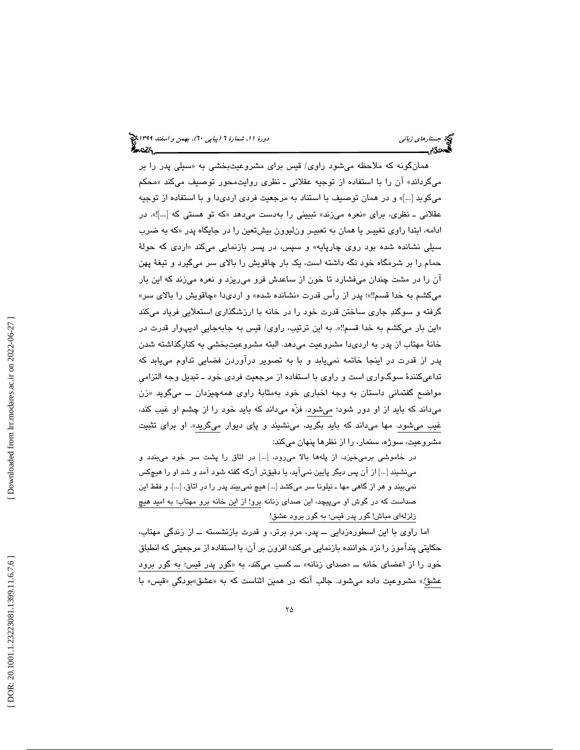همان‌گونه که ملاحظه می‌شود راوی/ قیس برای مشروعیت‌بخشی به «سیلی پدر را بر می‌گرداند» آن را با استفاده از توجیه عقلانی ـ نظری روایت‌محور توصیف می‌کند «محکم می‌کوبد [...]» و در همان توصیف با استناد به مرجعیت فردی اردی‌دا و با استفاده از توجیه عقلانی ـ نظری، برای «نعره می‌زند» تبیینی را به‌دست می‌دهد «که تو هستی که [...]!». در ادامه، ابتدا راوی تغییر یا همان به تعبیرِ ون‌لیوون بیش‌تعین را در جایگاه پدر «که به ضرب سیلی نشانده شده بود روی چارپایه» و سپس، در پسر بازنمایی می‌کند «اردی که حولهٔ حمام را بر شرمگاه خود نگه داشته است، یک بار چاقویش را بالای سر می‌گیرد و تیغهٔ پهن آن را در مشت چندان می‌فشارد تا خون از ساعدش فرو می‌ریزد و نعره می‌زند که این بار می‌کشم به خدا قسم!!»؛ پدر از رأس قدرت «نشانده شده» و اردی‌دا «چاقویش را بالای سر» گرفته و سوگندِ جاری ساختن قدرت خود را در خانه با ارزشگذاری استعلایی فریاد می‌کند «این بار می‌کشم به خدا قسم!!». به این ترتیب، راوی/ قیس به جابه‌جاییِ ادیپ‌وار قدرت در خانهٔ مهتاب از پدر به اردی‌دا مشروعیت می‌دهد. البته مشروعیت‌بخشی به کنارگذاشته شدن پدر از قدرت در اینجا خاتمه نمی‌یابد و با به تصویر درآوردن فضایی تداوم می‌یابد که تداعی‌کنندهٔ سوگواری است و راوی با استفاده از مرجعیت فردی خود ـ تبدیل وجه التزامیِ مواضع گفتمانیِ داستان به وجه اخباری خود به‌مثابهٔ راوی همه‌چیزدان ــ می‌گوید «زن می‌داند که باید از او دور شود؛ می‌شود. فزّه می‌داند که باید خود را از چشم او غیب کند، غیب می‌شود. مها می‌داند که باید بگرید، می‌نشیند و پای دیوار می‌گرید». او برای تثبیت مشروعیت، سوژه، سنمار، را از نظرها پنهان می‌کند:

در خاموشی برمی‌خیزد، از پله‌ها بالا می‌رود، [...] در اتاق را پشت سر خود می‌بندد و می‌نشیند [...] از آن پس دیگر پایین نمی‌آید، یا دقیق‌تر آن‌که گفته شود آمد و شد او را هیچ‌کس نمی‌بیند و هر از گاهی مها ـ نیلونا سر می‌کشد [...] هیچ نمی‌بیند پدر را در اتاق، [...]. و فقط این صداست که در گوش او می‌پیچد، این صدای زنانه برو! از این خانه برو مهتاب؛ به امید هیچ زلزله‌ای مباش! گور پدر قیس؛ به گور برود عشق!

اما راوی با این اسطوره‌زدایی ــ پدر، مردِ برتر، و قدرت بازنشسته ــ از زندگی مهتاب، حکایتی پندآموز را نزد خواننده بازنمایی می‌کند؛ افزون بر آن، با استفاده از مرجعیتی که انطباق خود را از اعضای خانه ــ «صدای زنانه» ــ کسب می‌کند، به «گور پدر قیس؛ به گور برود عشق!» مشروعیت داده می‌شود. جالب آنکه در همین اثناست که به «عشق»بودگیِ «قیس» با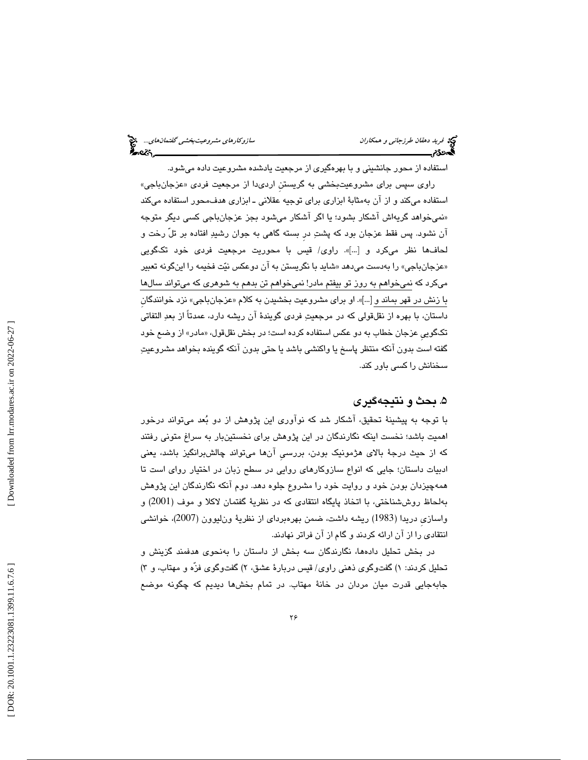استفاده از محور جانشینی و با بهره‌گیری از مرجعیت یادشده مشروعیت داده می‌شود.

راوی سپس برای مشروعیت‌بخشی به گریستنِ اردی‌دا از مرجعیت فردی «عزجان‌باجی» استفاده می‌کند و از آن به‌مثابهٔ ابزاری برای توجیه عقلانی ـ ابزاری هدف‌محور استفاده می‌کند «نمی‌خواهد گریه‌اش آشکار بشود؛ یا اگر آشکار می‌شود بجز عزجان‌باجی کسی دیگر متوجه آن نشود. پس فقط عزجان بود که پشتِ درِ بسته گاهی به جوان رشیدِ افتاده بر تلِّ رخت و لحاف‌ها نظر می‌کرد و [...]». راوی/ قیس با محوریت مرجعیت فردی خود تکگویی «عزجان‌باجی» را به‌دست می‌دهد «شاید با نگریستن به آن دوعکس نیّت فخیمه را این‌گونه تعبیر می‌کرد که نمی‌خواهم به روز تو بیفتم مادر! نمی‌خواهم تن بدهم به شوهری که می‌تواند سال‌ها با زنش در قهر بماند و [...]». او برای مشروعیت بخشیدن به کلام «عزجان‌باجی» نزد خوانندگانِ داستان، با بهره از نقل‌قولی که در مرجعیتِ فردی گویندهٔ آن ریشه دارد، عمدتاً از بعدِ التفاتیِ تکگوییِ عزجان خطاب به دو عکس استفاده کرده است؛ در بخش نقل‌قول، «مادر» از وضع خود گفته است بدون آنکه منتظر پاسخ یا واکنشی باشد یا حتی بدون آنکه گوینده بخواهد مشروعیتِ سخنانش را کسی باور کند.

## ۵. بحث و نتیجه‌گیری

با توجه به پیشینهٔ تحقیق، آشکار شد که نوآوری این پژوهش از دو بُعد می‌تواند درخور اهمیت باشد؛ نخست اینکه نگارندگان در این پژوهش برای نخستین‌بار به سراغ متونی رفتند که از حیث درجهٔ بالای هژمونیک بودن، بررسیِ آن‌ها می‌تواند چالش‌برانگیز باشد، یعنی ادبیات داستان؛ جایی که انواع سازوکارهای روایی در سطح زبان در اختیار روای است تا همه‌چیزدان بودن خود و روایت خود را مشروع جلوه دهد. دوم آنکه نگارندگان این پژوهش به‌لحاظ روش‌شناختی، با اتخاذ پایگاه انتقادی که در نظریهٔ گفتمان لاکلا و موف (2001) و واسازیِ دریدا (1983) ریشه داشت، ضمن بهره‌برداری از نظریهٔ ون‌لیوون (2007)، خوانشی انتقادی را از آن ارائه کردند و گام از آن فراتر نهادند.

در بخش تحلیل داده‌ها، نگارندگان سه بخش از داستان را به‌نحوی هدفمند گزینش و تحلیل کردند: ۱) گفت‌وگوی ذهنی راوی/ قیس دربارهٔ عشق، ۲) گفت‌وگوی فزّه و مهتاب، و ۳) جابه‌جایی قدرت میان مردان در خانهٔ مهتاب. در تمام بخش‌ها دیدیم که چگونه موضع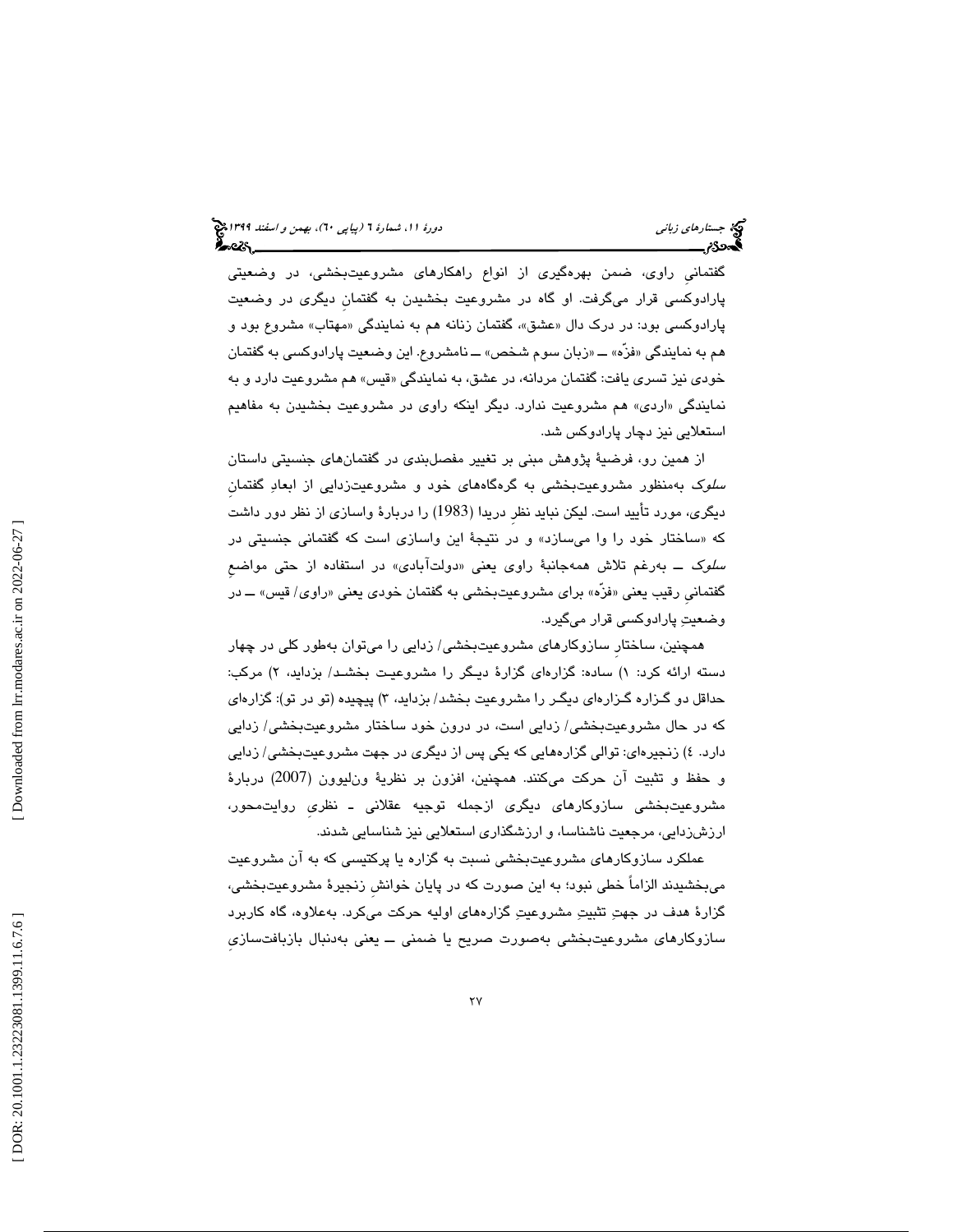گفتمانیِ راوی، ضمن بهره‌گیری از انواع راهکارهای مشروعیت‌بخشی، در وضعیتی پارادوکسی قرار می‌گرفت. او گاه در مشروعیت بخشیدن به گفتمانِ دیگری در وضعیت پارادوکسی بود: در درک دال «عشق»، گفتمان زنانه هم به نمایندگی «مهتاب» مشروع بود و هم به نمایندگی «فزّه» ــ «زبان سوم شخص» ــ نامشروع. این وضعیت پارادوکسی به گفتمان خودی نیز تسری یافت: گفتمان مردانه، در عشق، به نمایندگی «قیس» هم مشروعیت دارد و به نمایندگی «اردی» هم مشروعیت ندارد. دیگر اینکه راوی در مشروعیت بخشیدن به مفاهیم استعلایی نیز دچار پارادوکس شد.

از همین رو، فرضیهٔ پژوهش مبنی بر تغییر مفصل‌بندی در گفتمان‌های جنسیتی داستان *سلوک* به‌منظور مشروعیت‌بخشی به گره‌گاه‌های خود و مشروعیت‌زدایی از ابعادِ گفتمانِ دیگری، مورد تأیید است. لیکن نباید نظرِ دریدا (1983) را دربارهٔ واسازی از نظر دور داشت که «ساختار خود را وا می‌سازد» و در نتیجهٔ این واسازی است که گفتمانی جنسیتی در *سلوک* ــ به‌رغم تلاش همه‌جانبهٔ راوی یعنی «دولت‌آبادی» در استفاده از حتی مواضعِ گفتمانیِ رقیب یعنی «فزّه» برای مشروعیت‌بخشی به گفتمان خودی یعنی «راوی/ قیس» ــ در وضعیتِ پارادوکسی قرار می‌گیرد.

همچنین، ساختارِ سازوکارهای مشروعیت‌بخشی/ زدایی را می‌توان به‌طور کلی در چهار دسته ارائه کرد: ۱) ساده: گزاره‌ای گزارهٔ دیگر را مشروعیت بخشد/ بزداید، ۲) مرکب: حداقل دو گزاره گزاره‌ای دیگر را مشروعیت بخشد/ بزداید، ۳) پیچیده (تو در تو): گزاره‌ای که در حال مشروعیت‌بخشی/ زدایی است، در درون خود ساختار مشروعیت‌بخشی/ زدایی دارد. ٤) زنجیره‌ای: توالی گزاره‌هایی که یکی پس از دیگری در جهت مشروعیت‌بخشی/ زدایی و حفظ و تثبیت آن حرکت می‌کنند. همچنین، افزون بر نظریهٔ ون‌لیوون (2007) دربارهٔ مشروعیت‌بخشی سازوکارهای دیگری ازجمله توجیه عقلانی ـ نظریِ روایت‌محور، ارزش‌زدایی، مرجعیت ناشناسا، و ارزشگذاری استعلایی نیز شناسایی شدند.

عملکرد سازوکارهای مشروعیت‌بخشی نسبت به گزاره یا پرکتیسی که به آن مشروعیت می‌بخشیدند الزاماً خطی نبود؛ به این صورت که در پایان خوانشِ زنجیرهٔ مشروعیت‌بخشی، گزارهٔ هدف در جهتِ تثبیتِ مشروعیتِ گزاره‌های اولیه حرکت می‌کرد. به‌علاوه، گاه کاربرد سازوکارهای مشروعیت‌بخشی به‌صورت صریح یا ضمنی ــ یعنی به‌دنبال بازبافت‌سازیِ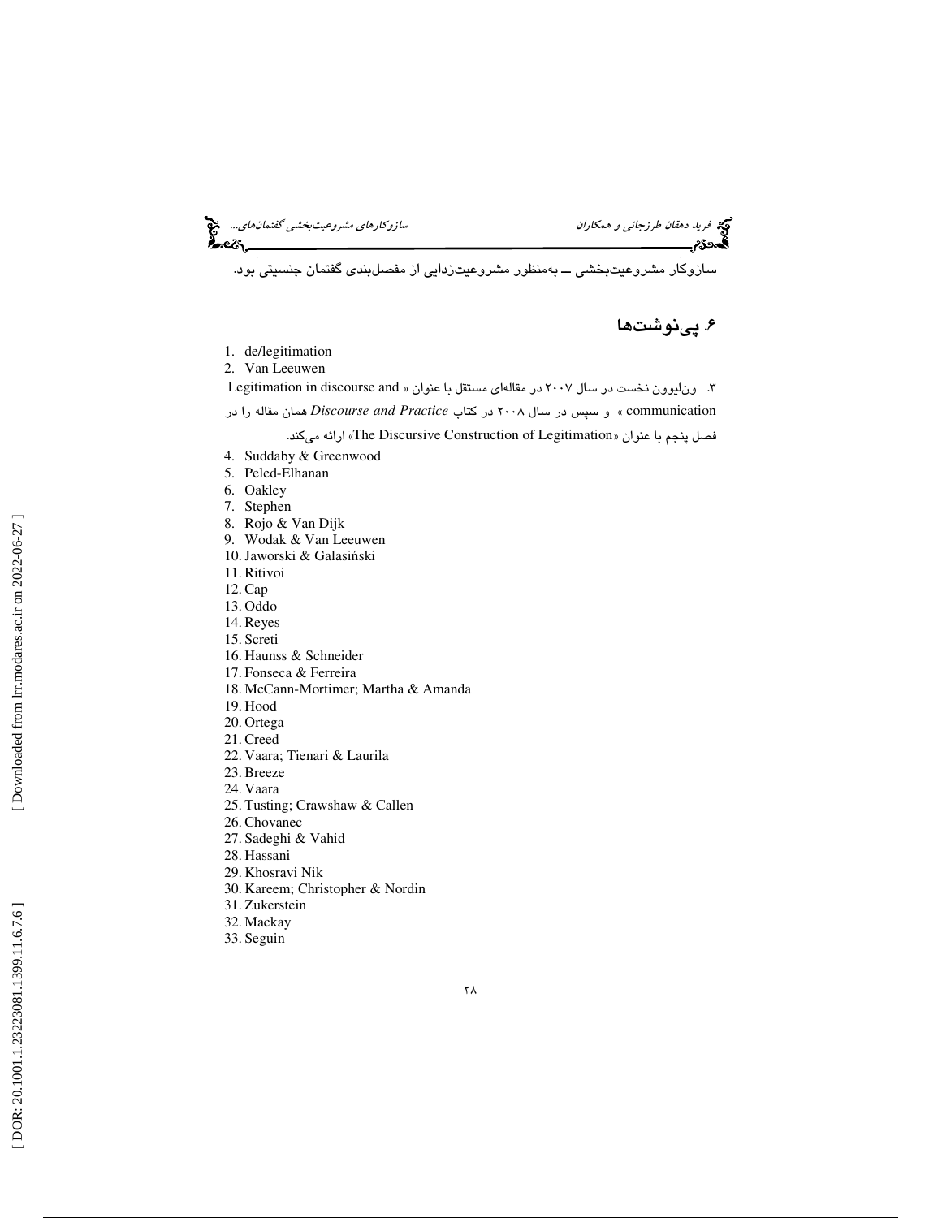سازوکار مشروعیت‌بخشی ــ به‌منظور مشروعیت‌زدایی از مفصل‌بندی گفتمان جنسیتی بود.

## ۶. پی‌نوشت‌ها

1. de/legitimation
2. Van Leeuwen
3. ون‌لیوون نخست در سال ۲۰۰۷ در مقاله‌ای مستقل با عنوان « Legitimation in discourse and communication » و سپس در سال ۲۰۰۸ در کتاب *Discourse and Practice* همان مقاله را در فصل پنجم با عنوان «The Discursive Construction of Legitimation» ارائه می‌کند.
4. Suddaby & Greenwood
5. Peled-Elhanan
6. Oakley
7. Stephen
8. Rojo & Van Dijk
9. Wodak & Van Leeuwen
10. Jaworski & Galasiński
11. Ritivoi
12. Cap
13. Oddo
14. Reyes
15. Screti
16. Haunss & Schneider
17. Fonseca & Ferreira
18. McCann-Mortimer; Martha & Amanda
19. Hood
20. Ortega
21. Creed
22. Vaara; Tienari & Laurila
23. Breeze
24. Vaara
25. Tusting; Crawshaw & Callen
26. Chovanec
27. Sadeghi & Vahid
28. Hassani
29. Khosravi Nik
30. Kareem; Christopher & Nordin
31. Zukerstein
32. Mackay
33. Seguin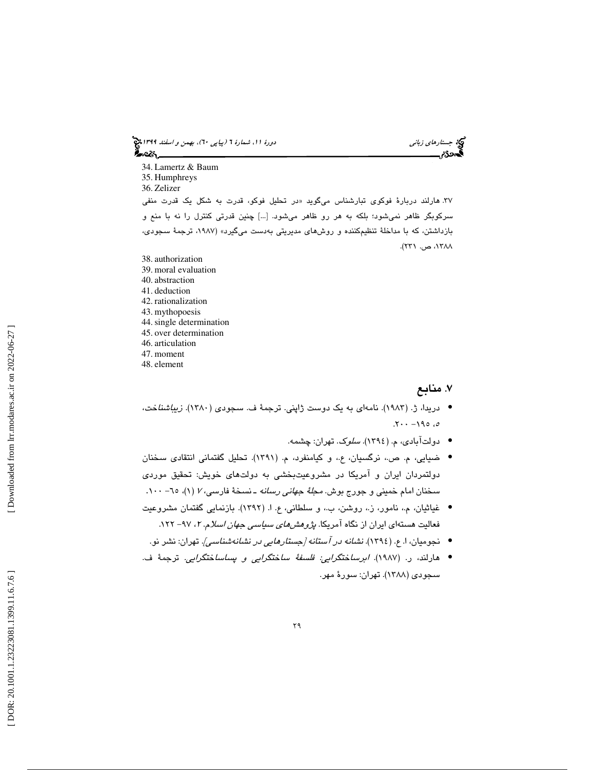34. Lamertz & Baum
35. Humphreys
36. Zelizer

۳۷. هارلند دربارهٔ فوکوی تبارشناس می‌گوید «در تحلیل فوکو، قدرت به شکل یک قدرت منفی سرکوبگر ظاهر نمی‌شود؛ بلکه به هر رو ظاهر می‌شود. [...] چنین قدرتی کنترل را نه با منع و بازداشتن، که با مداخلهٔ تنظیم‌کننده و روش‌های مدیریتی به‌دست می‌گیرد» (۱۹۸۷، ترجمهٔ سجودی، ۱۳۸۸، ص. ۲۳۱).

38. authorization
39. moral evaluation
40. abstraction
41. deduction
42. rationalization
43. mythopoesis
44. single determination
45. over determination
46. articulation
47. moment
48. element

## ۷. منابع

- دریدا، ژ. (۱۹۸۳). نامه‌ای به یک دوست ژاپنی. ترجمهٔ ف. سجودی (۱۳۸۰). *زیباشناخت*، ۵، ۱۹۵– ۲۰۰.
- دولت‌آبادی، م. (۱۳۹٤). *سلوک*. تهران: چشمه.
- ضیایی، م. ص.، نرگسیان، ع.، و کیامنفرد، م. (۱۳۹۱). تحلیل گفتمانی انتقادی سخنان دولتمردان ایران و آمریکا در مشروعیت‌بخشی به دولت‌های خویش: تحقیق موردی سخنان امام خمینی و جورج بوش. *مجلهٔ جهانی رسانه ـ نسخهٔ فارسی*، ۷ (۱)، ٦٥– ۱۰۰.
- غیاثیان، م.، نامور، ز.، روشن، ب.، و سلطانی، ع. ا. (۱۳۹۲). بازنمایی گفتمان مشروعیت فعالیت هسته‌ای ایران از نگاه آمریکا. *پژوهش‌های سیاسی جهان اسلام*. ۲، ۹۷– ۱۲۲.
- نجومیان، ا. ع. (۱۳۹٤). *نشانه در آستانه [جستارهایی در نشانه‌شناسی]*. تهران: نشر نو.
- هارلند، ر. (۱۹۸۷). *ابرساختگرایی: فلسفهٔ ساختگرایی و پساساختگرایی*. ترجمهٔ ف. سجودی (۱۳۸۸). تهران: سورهٔ مهر.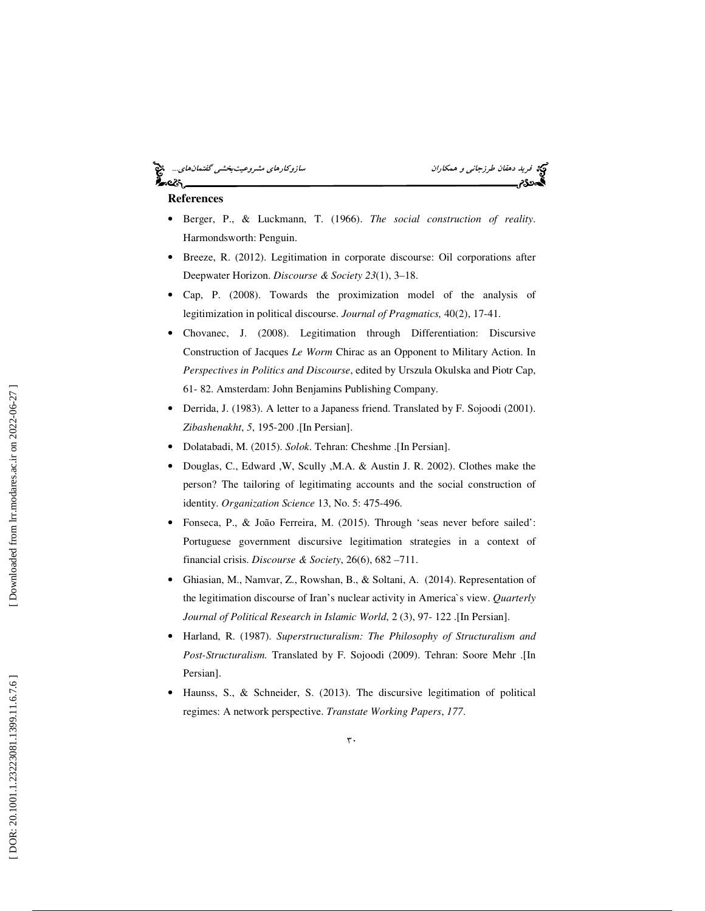**References**

- Berger, P., & Luckmann, T. (1966). *The social construction of reality*. Harmondsworth: Penguin.
- Breeze, R. (2012). Legitimation in corporate discourse: Oil corporations after Deepwater Horizon. *Discourse & Society 23*(1), 3–18.
- Cap, P. (2008). Towards the proximization model of the analysis of legitimization in political discourse. *Journal of Pragmatics,* 40(2), 17-41.
- Chovanec, J. (2008). Legitimation through Differentiation: Discursive Construction of Jacques *Le Worm* Chirac as an Opponent to Military Action. In *Perspectives in Politics and Discourse*, edited by Urszula Okulska and Piotr Cap, 61- 82. Amsterdam: John Benjamins Publishing Company.
- Derrida, J. (1983). A letter to a Japaness friend. Translated by F. Sojoodi (2001). *Zibashenakht*, *5*, 195-200 .[In Persian].
- Dolatabadi, M. (2015). *Solok*. Tehran: Cheshme .[In Persian].
- Douglas, C., Edward ,W, Scully ,M.A. & Austin J. R. 2002). Clothes make the person? The tailoring of legitimating accounts and the social construction of identity. *Organization Science* 13, No. 5: 475-496.
- Fonseca, P., & João Ferreira, M. (2015). Through 'seas never before sailed': Portuguese government discursive legitimation strategies in a context of financial crisis. *Discourse & Society*, 26(6), 682 –711.
- Ghiasian, M., Namvar, Z., Rowshan, B., & Soltani, A. (2014). Representation of the legitimation discourse of Iran's nuclear activity in America`s view. *Quarterly Journal of Political Research in Islamic World*, 2 (3), 97- 122 .[In Persian].
- Harland, R. (1987). *Superstructuralism: The Philosophy of Structuralism and Post-Structuralism.* Translated by F. Sojoodi (2009). Tehran: Soore Mehr .[In Persian].
- Haunss, S., & Schneider, S. (2013). The discursive legitimation of political regimes: A network perspective. *Transtate Working Papers*, *177*.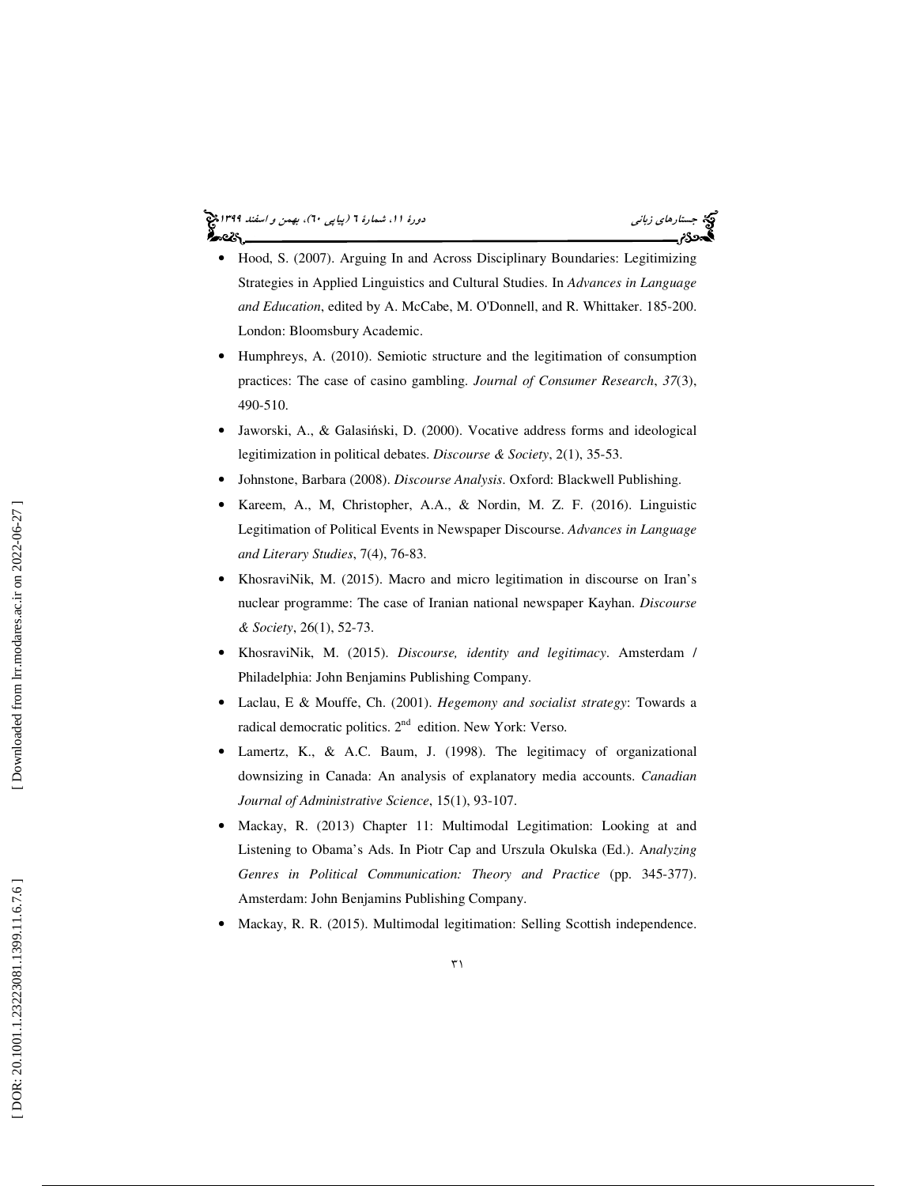- Hood, S. (2007). Arguing In and Across Disciplinary Boundaries: Legitimizing Strategies in Applied Linguistics and Cultural Studies. In *Advances in Language and Education*, edited by A. McCabe, M. O'Donnell, and R. Whittaker. 185-200. London: Bloomsbury Academic.
- Humphreys, A. (2010). Semiotic structure and the legitimation of consumption practices: The case of casino gambling. *Journal of Consumer Research*, *37*(3), 490-510.
- Jaworski, A., & Galasiński, D. (2000). Vocative address forms and ideological legitimization in political debates. *Discourse & Society*, 2(1), 35-53.
- Johnstone, Barbara (2008). *Discourse Analysis*. Oxford: Blackwell Publishing.
- Kareem, A., M, Christopher, A.A., & Nordin, M. Z. F. (2016). Linguistic Legitimation of Political Events in Newspaper Discourse. *Advances in Language and Literary Studies*, 7(4), 76-83.
- KhosraviNik, M. (2015). Macro and micro legitimation in discourse on Iran's nuclear programme: The case of Iranian national newspaper Kayhan. *Discourse & Society*, 26(1), 52-73.
- KhosraviNik, M. (2015). *Discourse, identity and legitimacy*. Amsterdam / Philadelphia: John Benjamins Publishing Company.
- Laclau, E & Mouffe, Ch. (2001). *Hegemony and socialist strategy*: Towards a radical democratic politics. 2nd edition. New York: Verso.
- Lamertz, K., & A.C. Baum, J. (1998). The legitimacy of organizational downsizing in Canada: An analysis of explanatory media accounts. *Canadian Journal of Administrative Science*, 15(1), 93-107.
- Mackay, R. (2013) Chapter 11: Multimodal Legitimation: Looking at and Listening to Obama's Ads. In Piotr Cap and Urszula Okulska (Ed.). A*nalyzing Genres in Political Communication: Theory and Practice* (pp. 345-377). Amsterdam: John Benjamins Publishing Company.
- Mackay, R. R. (2015). Multimodal legitimation: Selling Scottish independence.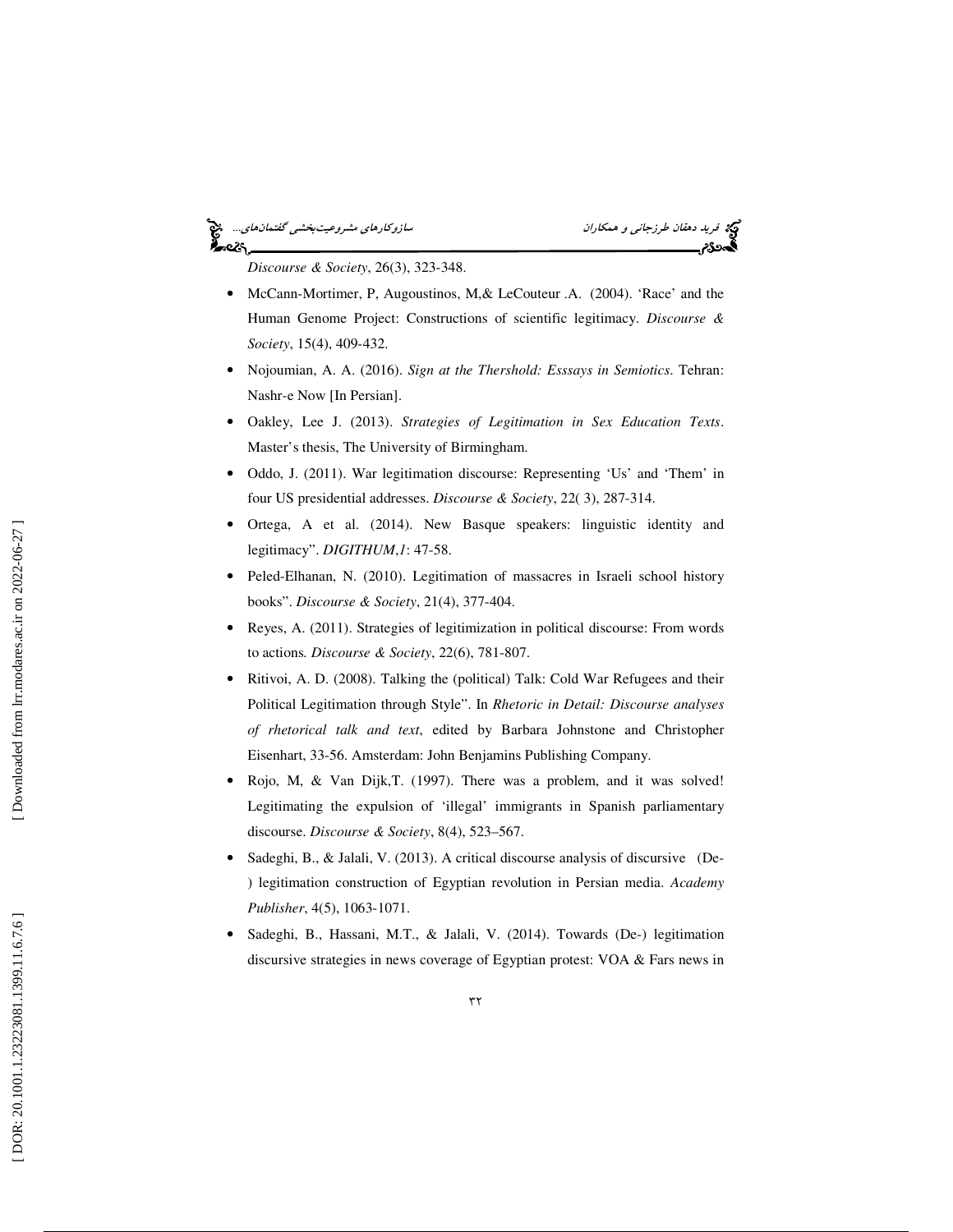*Discourse & Society*, 26(3), 323-348.

- McCann-Mortimer, P, Augoustinos, M,& LeCouteur .A. (2004). 'Race' and the Human Genome Project: Constructions of scientific legitimacy. *Discourse & Society*, 15(4), 409-432.
- Nojoumian, A. A. (2016). *Sign at the Thershold: Esssays in Semiotics*. Tehran: Nashr-e Now [In Persian].
- Oakley, Lee J. (2013). *Strategies of Legitimation in Sex Education Texts*. Master's thesis, The University of Birmingham.
- Oddo, J. (2011). War legitimation discourse: Representing 'Us' and 'Them' in four US presidential addresses. *Discourse & Society*, 22( 3), 287-314.
- Ortega, A et al. (2014). New Basque speakers: linguistic identity and legitimacy". *DIGITHUM*,*1*: 47-58.
- Peled-Elhanan, N. (2010). Legitimation of massacres in Israeli school history books". *Discourse & Society*, 21(4), 377-404.
- Reyes, A. (2011). Strategies of legitimization in political discourse: From words to actions*. Discourse & Society*, 22(6), 781-807.
- Ritivoi, A. D. (2008). Talking the (political) Talk: Cold War Refugees and their Political Legitimation through Style". In *Rhetoric in Detail: Discourse analyses of rhetorical talk and text*, edited by Barbara Johnstone and Christopher Eisenhart, 33-56. Amsterdam: John Benjamins Publishing Company.
- Rojo, M, & Van Dijk,T. (1997). There was a problem, and it was solved! Legitimating the expulsion of 'illegal' immigrants in Spanish parliamentary discourse. *Discourse & Society*, 8(4), 523–567.
- Sadeghi, B., & Jalali, V. (2013). A critical discourse analysis of discursive (De-) legitimation construction of Egyptian revolution in Persian media. *Academy Publisher*, 4(5), 1063-1071.
- Sadeghi, B., Hassani, M.T., & Jalali, V. (2014). Towards (De-) legitimation discursive strategies in news coverage of Egyptian protest: VOA & Fars news in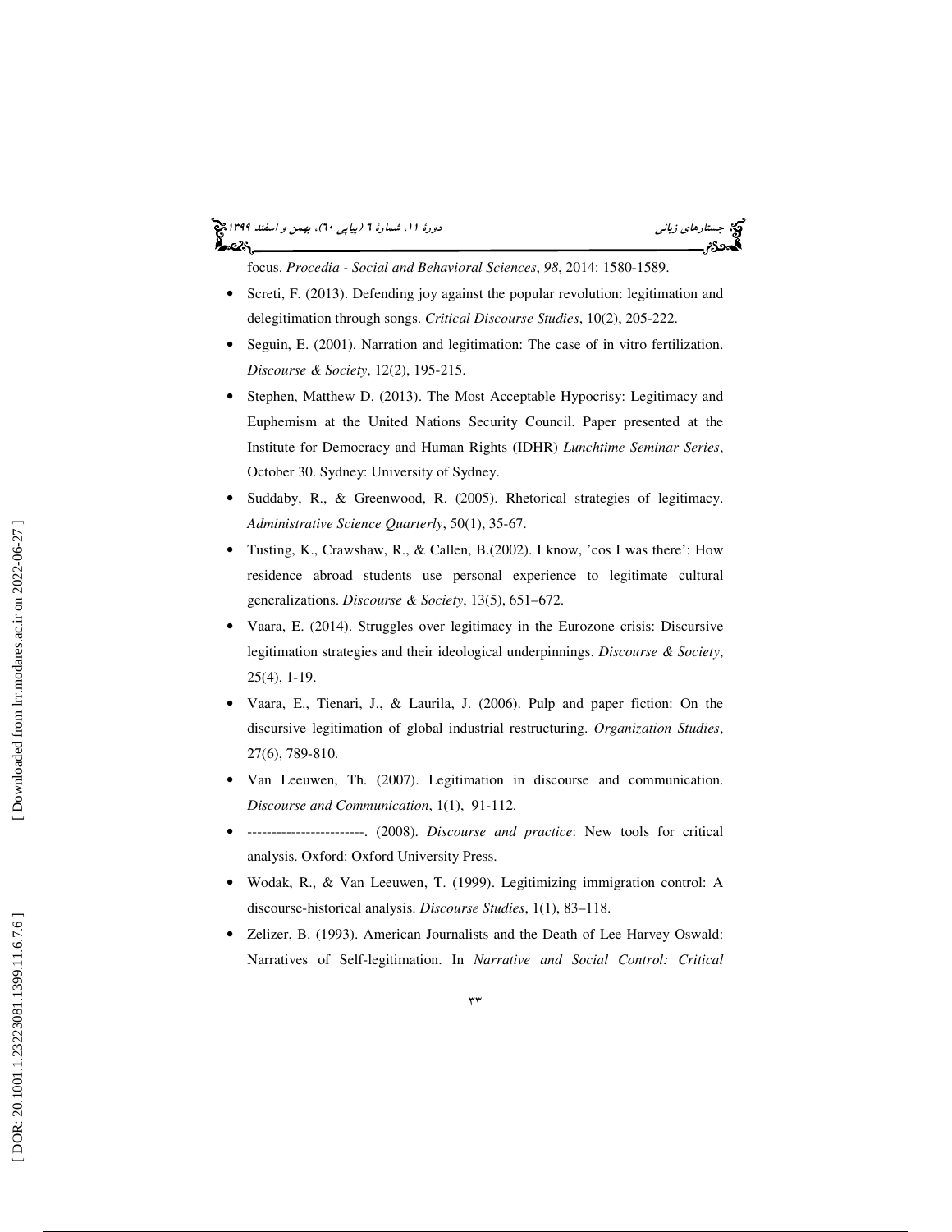focus. *Procedia - Social and Behavioral Sciences*, *98*, 2014: 1580-1589.

- Screti, F. (2013). Defending joy against the popular revolution: legitimation and delegitimation through songs. *Critical Discourse Studies*, 10(2), 205-222.
- Seguin, E. (2001). Narration and legitimation: The case of in vitro fertilization. *Discourse & Society*, 12(2), 195-215.
- Stephen, Matthew D. (2013). The Most Acceptable Hypocrisy: Legitimacy and Euphemism at the United Nations Security Council. Paper presented at the Institute for Democracy and Human Rights (IDHR) *Lunchtime Seminar Series*, October 30. Sydney: University of Sydney.
- Suddaby, R., & Greenwood, R. (2005). Rhetorical strategies of legitimacy. *Administrative Science Quarterly*, 50(1), 35-67.
- Tusting, K., Crawshaw, R., & Callen, B.(2002). I know, 'cos I was there': How residence abroad students use personal experience to legitimate cultural generalizations. *Discourse & Society*, 13(5), 651–672.
- Vaara, E. (2014). Struggles over legitimacy in the Eurozone crisis: Discursive legitimation strategies and their ideological underpinnings. *Discourse & Society*, 25(4), 1-19.
- Vaara, E., Tienari, J., & Laurila, J. (2006). Pulp and paper fiction: On the discursive legitimation of global industrial restructuring. *Organization Studies*, 27(6), 789-810.
- Van Leeuwen, Th. (2007). Legitimation in discourse and communication. *Discourse and Communication*, 1(1), 91-112.
- ------------------------. (2008). *Discourse and practice*: New tools for critical analysis. Oxford: Oxford University Press.
- Wodak, R., & Van Leeuwen, T. (1999). Legitimizing immigration control: A discourse-historical analysis. *Discourse Studies*, 1(1), 83–118.
- Zelizer, B. (1993). American Journalists and the Death of Lee Harvey Oswald: Narratives of Self-legitimation. In *Narrative and Social Control: Critical*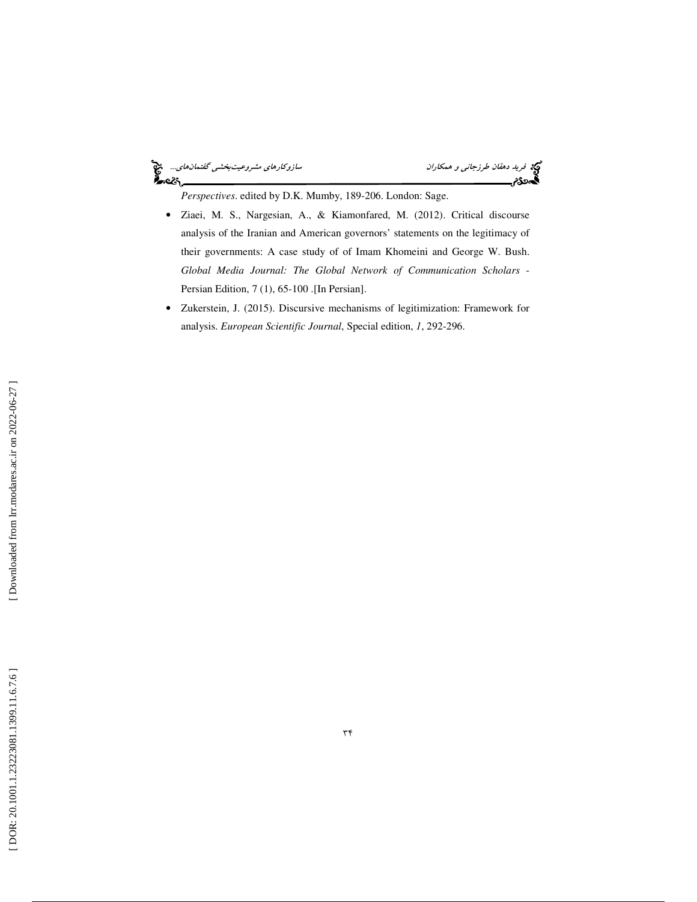*Perspectives*. edited by D.K. Mumby, 189-206. London: Sage.

- Ziaei, M. S., Nargesian, A., & Kiamonfared, M. (2012). Critical discourse analysis of the Iranian and American governors' statements on the legitimacy of their governments: A case study of of Imam Khomeini and George W. Bush. *Global Media Journal: The Global Network of Communication Scholars* - Persian Edition, 7 (1), 65-100 .[In Persian].
- Zukerstein, J. (2015). Discursive mechanisms of legitimization: Framework for analysis. *European Scientific Journal*, Special edition, *1*, 292-296.